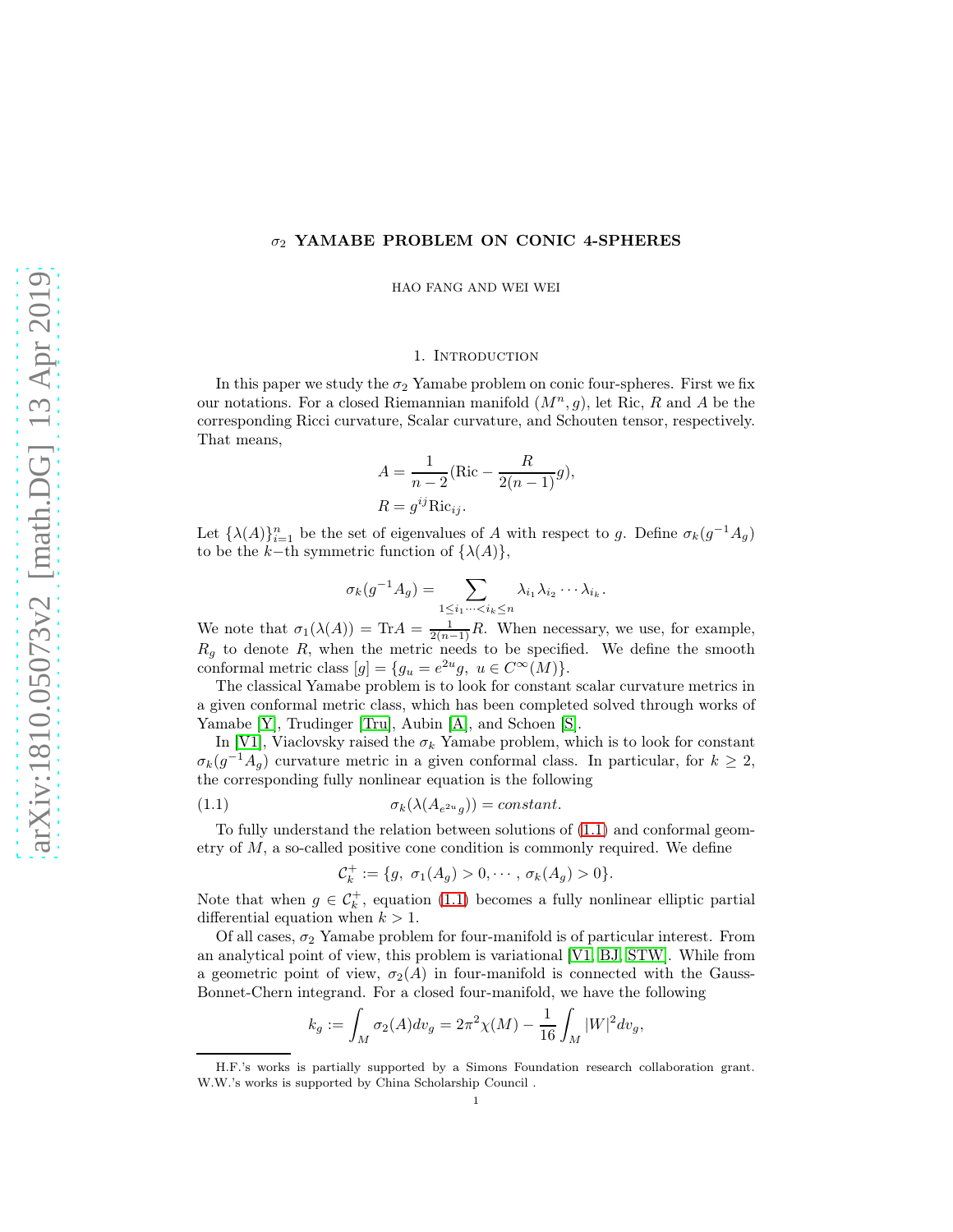# $\sigma_2$ YAMABE PROBLEM ON CONIC 4-SPHERES

HAO FANG AND WEI WEI

## 1. Introduction

In this paper we study the $\sigma_2$ Yamabe problem on conic four-spheres. First we fix our notations. For a closed Riemannian manifold $(M^n, g)$, let Ric, $R$ and $A$ be the corresponding Ricci curvature, Scalar curvature, and Schouten tensor, respectively. That means,

$$A = \frac{1}{n-2}(\mathrm{Ric} - \frac{R}{2(n-1)}g),$$
$$R = g^{ij}\mathrm{Ric}_{ij}.$$

Let $\{\lambda(A)\}_{i=1}^n$ be the set of eigenvalues of $A$ with respect to $g$. Define $\sigma_k(g^{-1}A_g)$ to be the $k-$th symmetric function of $\{\lambda(A)\}$,

$$\sigma_k(g^{-1}A_g) = \sum_{1 \leq i_1 \cdots < i_k \leq n} \lambda_{i_1}\lambda_{i_2}\cdots\lambda_{i_k}.$$

We note that $\sigma_1(\lambda(A)) = \mathrm{Tr}A = \frac{1}{2(n-1)}R$. When necessary, we use, for example, $R_g$ to denote $R$, when the metric needs to be specified. We define the smooth conformal metric class $[g] = \{g_u = e^{2u}g,\ u \in C^\infty(M)\}$.

The classical Yamabe problem is to look for constant scalar curvature metrics in a given conformal metric class, which has been completed solved through works of Yamabe [Y], Trudinger [Tru], Aubin [A], and Schoen [S].

In [V1], Viaclovsky raised the $\sigma_k$ Yamabe problem, which is to look for constant $\sigma_k(g^{-1}A_g)$ curvature metric in a given conformal class. In particular, for $k \geq 2$, the corresponding fully nonlinear equation is the following

$$\sigma_k(\lambda(A_{e^{2u}g})) = constant. \tag{1.1}$$

To fully understand the relation between solutions of (1.1) and conformal geometry of $M$, a so-called positive cone condition is commonly required. We define

$$\mathcal{C}_k^+ := \{g,\ \sigma_1(A_g) > 0, \cdots, \sigma_k(A_g) > 0\}.$$

Note that when $g \in \mathcal{C}_k^+$, equation (1.1) becomes a fully nonlinear elliptic partial differential equation when $k > 1$.

Of all cases, $\sigma_2$ Yamabe problem for four-manifold is of particular interest. From an analytical point of view, this problem is variational [V1, BJ, STW]. While from a geometric point of view, $\sigma_2(A)$ in four-manifold is connected with the Gauss-Bonnet-Chern integrand. For a closed four-manifold, we have the following

$$k_g := \int_M \sigma_2(A)dv_g = 2\pi^2\chi(M) - \frac{1}{16}\int_M |W|^2 dv_g,$$

H.F.'s works is partially supported by a Simons Foundation research collaboration grant. W.W.'s works is supported by China Scholarship Council .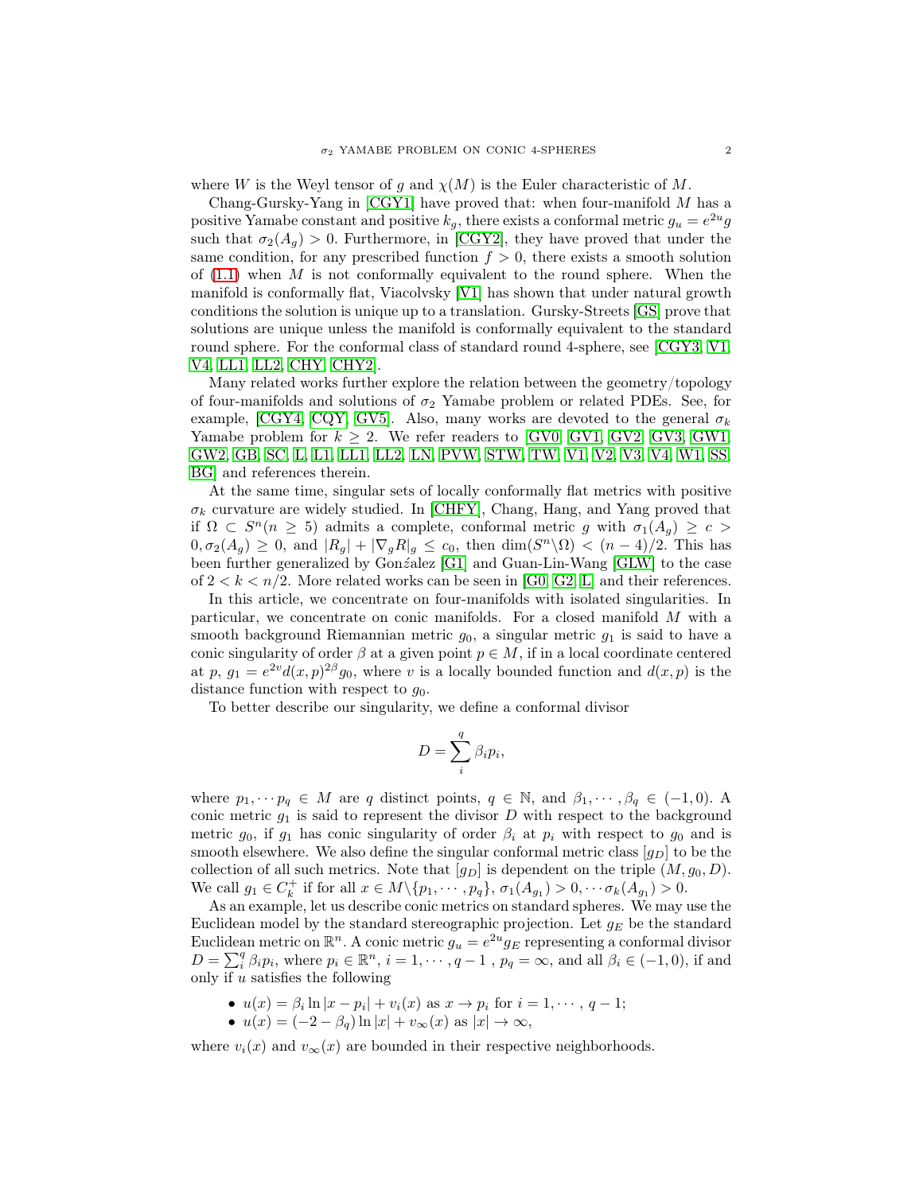where $W$ is the Weyl tensor of $g$ and $\chi(M)$ is the Euler characteristic of $M$.

Chang-Gursky-Yang in [CGY1] have proved that: when four-manifold $M$ has a positive Yamabe constant and positive $k_g$, there exists a conformal metric $g_u = e^{2u}g$ such that $\sigma_2(A_g) > 0$. Furthermore, in [CGY2], they have proved that under the same condition, for any prescribed function $f > 0$, there exists a smooth solution of (1.1) when $M$ is not conformally equivalent to the round sphere. When the manifold is conformally flat, Viacolvsky [V1] has shown that under natural growth conditions the solution is unique up to a translation. Gursky-Streets [GS] prove that solutions are unique unless the manifold is conformally equivalent to the standard round sphere. For the conformal class of standard round 4-sphere, see [CGY3, V1, V4, LL1, LL2, CHY, CHY2].

Many related works further explore the relation between the geometry/topology of four-manifolds and solutions of $\sigma_2$ Yamabe problem or related PDEs. See, for example, [CGY4, CQY, GV5]. Also, many works are devoted to the general $\sigma_k$ Yamabe problem for $k \geq 2$. We refer readers to [GV0, GV1, GV2, GV3, GW1, GW2, GB, SC, L, L1, LL1, LL2, LN, PVW, STW, TW, V1, V2, V3, V4, W1, SS, BG] and references therein.

At the same time, singular sets of locally conformally flat metrics with positive $\sigma_k$ curvature are widely studied. In [CHFY], Chang, Hang, and Yang proved that if $\Omega \subset S^n (n \geq 5)$ admits a complete, conformal metric $g$ with $\sigma_1(A_g) \geq c > 0, \sigma_2(A_g) \geq 0$, and $|R_g| + |\nabla_g R|_g \leq c_0$, then $\dim(S^n \backslash \Omega) < (n-4)/2$. This has been further generalized by Gonźalez [G1] and Guan-Lin-Wang [GLW] to the case of $2 < k < n/2$. More related works can be seen in [G0, G2, L] and their references.

In this article, we concentrate on four-manifolds with isolated singularities. In particular, we concentrate on conic manifolds. For a closed manifold $M$ with a smooth background Riemannian metric $g_0$, a singular metric $g_1$ is said to have a conic singularity of order $\beta$ at a given point $p \in M$, if in a local coordinate centered at $p$, $g_1 = e^{2v} d(x,p)^{2\beta} g_0$, where $v$ is a locally bounded function and $d(x,p)$ is the distance function with respect to $g_0$.

To better describe our singularity, we define a conformal divisor

$$D = \sum_{i}^{q} \beta_i p_i,$$

where $p_1, \cdots p_q \in M$ are $q$ distinct points, $q \in \mathbb{N}$, and $\beta_1, \cdots, \beta_q \in (-1, 0)$. A conic metric $g_1$ is said to represent the divisor $D$ with respect to the background metric $g_0$, if $g_1$ has conic singularity of order $\beta_i$ at $p_i$ with respect to $g_0$ and is smooth elsewhere. We also define the singular conformal metric class $[g_D]$ to be the collection of all such metrics. Note that $[g_D]$ is dependent on the triple $(M, g_0, D)$. We call $g_1 \in C_k^+$ if for all $x \in M \backslash \{p_1, \cdots, p_q\}$, $\sigma_1(A_{g_1}) > 0, \cdots \sigma_k(A_{g_1}) > 0$.

As an example, let us describe conic metrics on standard spheres. We may use the Euclidean model by the standard stereographic projection. Let $g_E$ be the standard Euclidean metric on $\mathbb{R}^n$. A conic metric $g_u = e^{2u} g_E$ representing a conformal divisor $D = \sum_i^q \beta_i p_i$, where $p_i \in \mathbb{R}^n$, $i = 1, \cdots, q-1$ , $p_q = \infty$, and all $\beta_i \in (-1, 0)$, if and only if $u$ satisfies the following

- $u(x) = \beta_i \ln |x - p_i| + v_i(x)$ as $x \to p_i$ for $i = 1, \cdots, q-1$;
- $u(x) = (-2 - \beta_q) \ln |x| + v_\infty(x)$ as $|x| \to \infty$,

where $v_i(x)$ and $v_\infty(x)$ are bounded in their respective neighborhoods.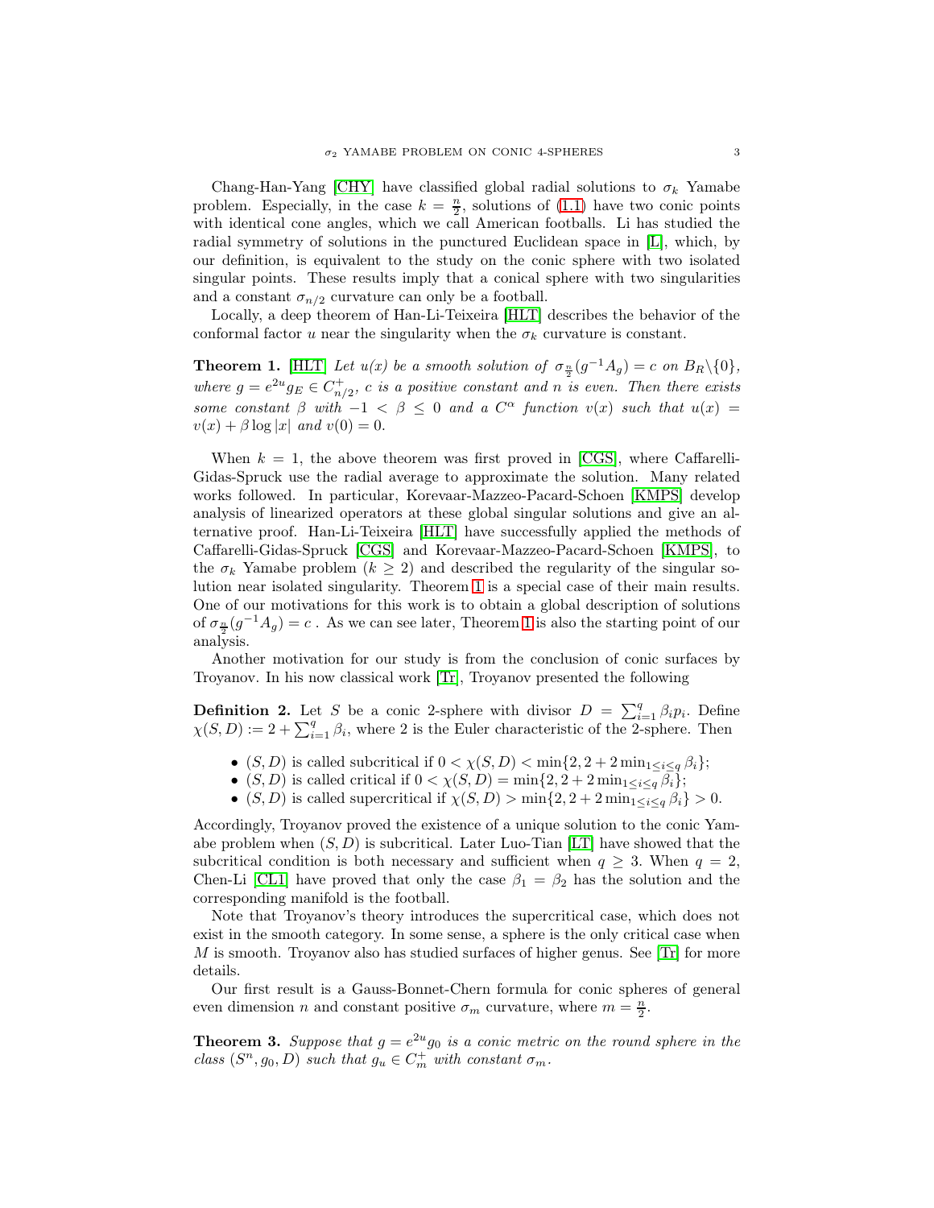Chang-Han-Yang [CHY] have classified global radial solutions to $\sigma_k$ Yamabe problem. Especially, in the case $k = \frac{n}{2}$, solutions of (1.1) have two conic points with identical cone angles, which we call American footballs. Li has studied the radial symmetry of solutions in the punctured Euclidean space in [L], which, by our definition, is equivalent to the study on the conic sphere with two isolated singular points. These results imply that a conical sphere with two singularities and a constant $\sigma_{n/2}$ curvature can only be a football.

Locally, a deep theorem of Han-Li-Teixeira [HLT] describes the behavior of the conformal factor $u$ near the singularity when the $\sigma_k$ curvature is constant.

**Theorem 1.** [HLT] *Let $u(x)$ be a smooth solution of $\sigma_{\frac{n}{2}}(g^{-1}A_g) = c$ on $B_R\backslash\{0\}$, where $g = e^{2u}g_E \in C^+_{n/2}$, $c$ is a positive constant and $n$ is even. Then there exists some constant $\beta$ with $-1 < \beta \leq 0$ and a $C^\alpha$ function $v(x)$ such that $u(x) = v(x) + \beta \log |x|$ and $v(0) = 0$.*

When $k = 1$, the above theorem was first proved in [CGS], where Caffarelli-Gidas-Spruck use the radial average to approximate the solution. Many related works followed. In particular, Korevaar-Mazzeo-Pacard-Schoen [KMPS] develop analysis of linearized operators at these global singular solutions and give an alternative proof. Han-Li-Teixeira [HLT] have successfully applied the methods of Caffarelli-Gidas-Spruck [CGS] and Korevaar-Mazzeo-Pacard-Schoen [KMPS], to the $\sigma_k$ Yamabe problem ($k \geq 2$) and described the regularity of the singular solution near isolated singularity. Theorem 1 is a special case of their main results. One of our motivations for this work is to obtain a global description of solutions of $\sigma_{\frac{n}{2}}(g^{-1}A_g) = c$ . As we can see later, Theorem 1 is also the starting point of our analysis.

Another motivation for our study is from the conclusion of conic surfaces by Troyanov. In his now classical work [Tr], Troyanov presented the following

**Definition 2.** Let $S$ be a conic 2-sphere with divisor $D = \sum_{i=1}^q \beta_i p_i$. Define $\chi(S, D) := 2 + \sum_{i=1}^q \beta_i$, where 2 is the Euler characteristic of the 2-sphere. Then

- $(S, D)$ is called subcritical if $0 < \chi(S, D) < \min\{2, 2 + 2\min_{1\leq i\leq q} \beta_i\}$;
- $(S, D)$ is called critical if $0 < \chi(S, D) = \min\{2, 2 + 2\min_{1\leq i\leq q} \beta_i\}$;
- $(S, D)$ is called supercritical if $\chi(S, D) > \min\{2, 2 + 2\min_{1\leq i\leq q} \beta_i\} > 0$.

Accordingly, Troyanov proved the existence of a unique solution to the conic Yamabe problem when $(S, D)$ is subcritical. Later Luo-Tian [LT] have showed that the subcritical condition is both necessary and sufficient when $q \geq 3$. When $q = 2$, Chen-Li [CL1] have proved that only the case $\beta_1 = \beta_2$ has the solution and the corresponding manifold is the football.

Note that Troyanov's theory introduces the supercritical case, which does not exist in the smooth category. In some sense, a sphere is the only critical case when $M$ is smooth. Troyanov also has studied surfaces of higher genus. See [Tr] for more details.

Our first result is a Gauss-Bonnet-Chern formula for conic spheres of general even dimension $n$ and constant positive $\sigma_m$ curvature, where $m = \frac{n}{2}$.

**Theorem 3.** *Suppose that $g = e^{2u}g_0$ is a conic metric on the round sphere in the class $(S^n, g_0, D)$ such that $g_u \in C^+_m$ with constant $\sigma_m$.*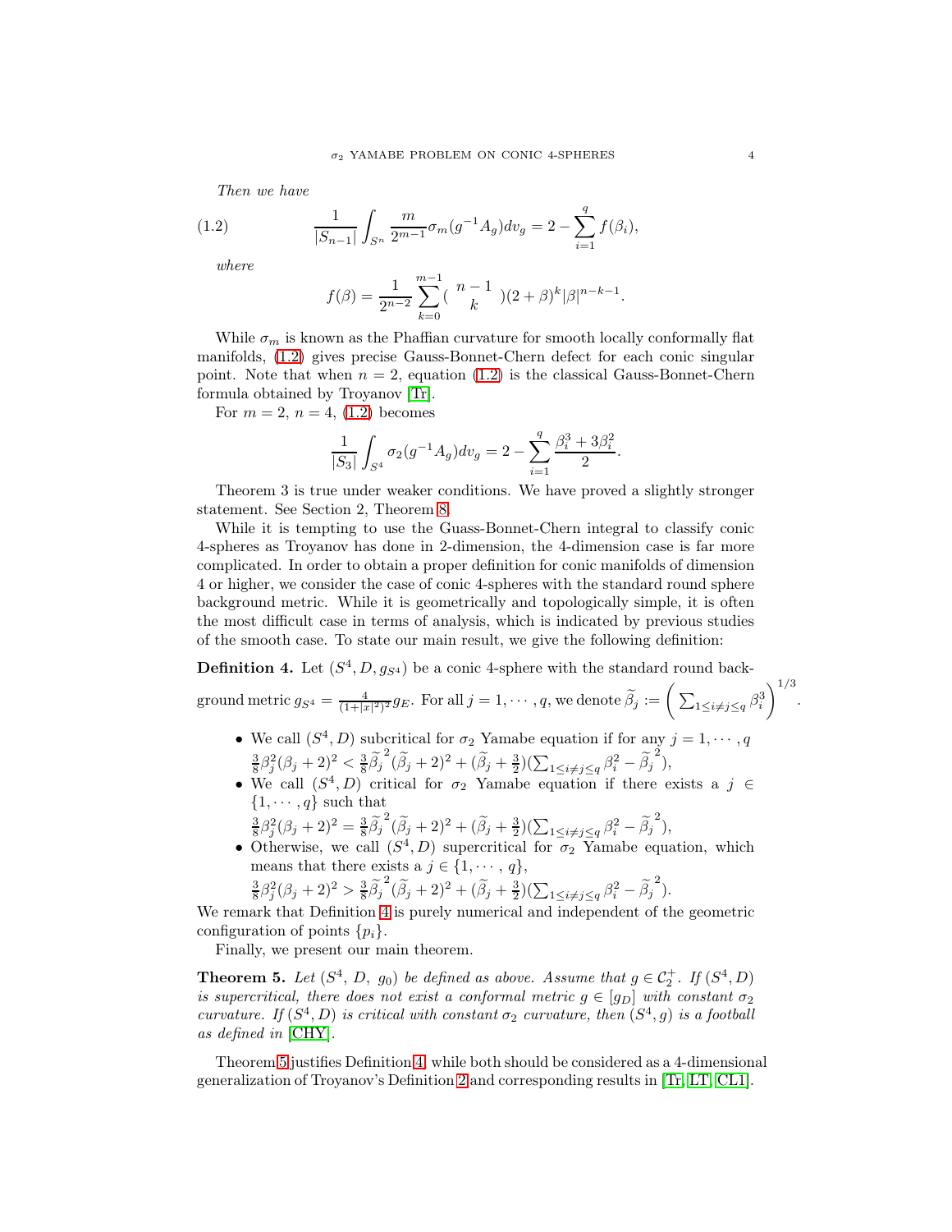*Then we have*

$$\frac{1}{|S_{n-1}|}\int_{S^n} \frac{m}{2^{m-1}}\sigma_m(g^{-1}A_g)dv_g = 2 - \sum_{i=1}^{q} f(\beta_i), \tag{1.2}$$

*where*

$$f(\beta) = \frac{1}{2^{n-2}}\sum_{k=0}^{m-1}\binom{n-1}{k}(2+\beta)^k|\beta|^{n-k-1}.$$

While $\sigma_m$ is known as the Phaffian curvature for smooth locally conformally flat manifolds, (1.2) gives precise Gauss-Bonnet-Chern defect for each conic singular point. Note that when $n = 2$, equation (1.2) is the classical Gauss-Bonnet-Chern formula obtained by Troyanov [Tr].

For $m = 2$, $n = 4$, (1.2) becomes

$$\frac{1}{|S_3|}\int_{S^4}\sigma_2(g^{-1}A_g)dv_g = 2 - \sum_{i=1}^{q}\frac{\beta_i^3 + 3\beta_i^2}{2}.$$

Theorem 3 is true under weaker conditions. We have proved a slightly stronger statement. See Section 2, Theorem 8.

While it is tempting to use the Guass-Bonnet-Chern integral to classify conic 4-spheres as Troyanov has done in 2-dimension, the 4-dimension case is far more complicated. In order to obtain a proper definition for conic manifolds of dimension 4 or higher, we consider the case of conic 4-spheres with the standard round sphere background metric. While it is geometrically and topologically simple, it is often the most difficult case in terms of analysis, which is indicated by previous studies of the smooth case. To state our main result, we give the following definition:

**Definition 4.** Let $(S^4, D, g_{S^4})$ be a conic 4-sphere with the standard round background metric $g_{S^4} = \frac{4}{(1+|x|^2)^2}g_E$. For all $j = 1, \cdots, q$, we denote $\widetilde{\beta}_j := \left(\sum_{1\le i\ne j\le q}\beta_i^3\right)^{1/3}$.

- We call $(S^4, D)$ subcritical for $\sigma_2$ Yamabe equation if for any $j = 1, \cdots, q$ $\frac{3}{8}\beta_j^2(\beta_j+2)^2 < \frac{3}{8}\widetilde{\beta}_j^{\,2}(\widetilde{\beta}_j+2)^2 + (\widetilde{\beta}_j + \frac{3}{2})(\sum_{1\le i\ne j\le q}\beta_i^2 - \widetilde{\beta}_j^{\,2})$,
- We call $(S^4, D)$ critical for $\sigma_2$ Yamabe equation if there exists a $j \in \{1, \cdots, q\}$ such that $\frac{3}{8}\beta_j^2(\beta_j+2)^2 = \frac{3}{8}\widetilde{\beta}_j^{\,2}(\widetilde{\beta}_j+2)^2 + (\widetilde{\beta}_j + \frac{3}{2})(\sum_{1\le i\ne j\le q}\beta_i^2 - \widetilde{\beta}_j^{\,2})$,
- Otherwise, we call $(S^4, D)$ supercritical for $\sigma_2$ Yamabe equation, which means that there exists a $j \in \{1, \cdots, q\}$, $\frac{3}{8}\beta_j^2(\beta_j+2)^2 > \frac{3}{8}\widetilde{\beta}_j^{\,2}(\widetilde{\beta}_j+2)^2 + (\widetilde{\beta}_j + \frac{3}{2})(\sum_{1\le i\ne j\le q}\beta_i^2 - \widetilde{\beta}_j^{\,2})$.

We remark that Definition 4 is purely numerical and independent of the geometric configuration of points $\{p_i\}$.

Finally, we present our main theorem.

**Theorem 5.** *Let $(S^4,\ D,\ g_0)$ be defined as above. Assume that $g \in \mathcal{C}_2^+$. If $(S^4, D)$ is supercritical, there does not exist a conformal metric $g \in [g_D]$ with constant $\sigma_2$ curvature. If $(S^4, D)$ is critical with constant $\sigma_2$ curvature, then $(S^4, g)$ is a football as defined in* [CHY].

Theorem 5 justifies Definition 4, while both should be considered as a 4-dimensional generalization of Troyanov's Definition 2 and corresponding results in [Tr, LT, CL1].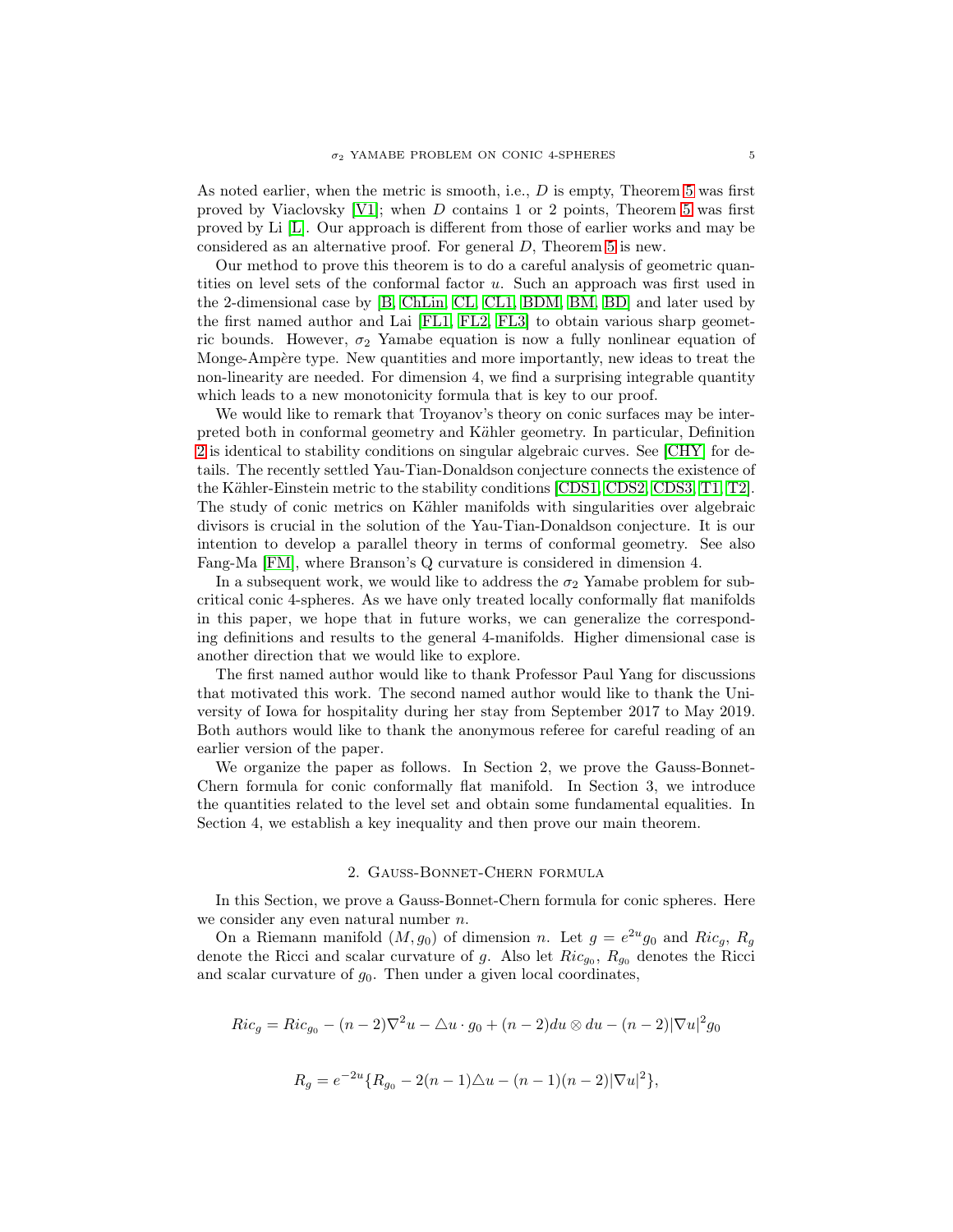As noted earlier, when the metric is smooth, i.e., $D$ is empty, Theorem 5 was first proved by Viaclovsky [V1]; when $D$ contains 1 or 2 points, Theorem 5 was first proved by Li [L]. Our approach is different from those of earlier works and may be considered as an alternative proof. For general $D$, Theorem 5 is new.

Our method to prove this theorem is to do a careful analysis of geometric quantities on level sets of the conformal factor $u$. Such an approach was first used in the 2-dimensional case by [B, ChLin, CL, CL1, BDM, BM, BD] and later used by the first named author and Lai [FL1, FL2, FL3] to obtain various sharp geometric bounds. However, $\sigma_2$ Yamabe equation is now a fully nonlinear equation of Monge-Ampère type. New quantities and more importantly, new ideas to treat the non-linearity are needed. For dimension 4, we find a surprising integrable quantity which leads to a new monotonicity formula that is key to our proof.

We would like to remark that Troyanov's theory on conic surfaces may be interpreted both in conformal geometry and Kähler geometry. In particular, Definition 2 is identical to stability conditions on singular algebraic curves. See [CHY] for details. The recently settled Yau-Tian-Donaldson conjecture connects the existence of the Kähler-Einstein metric to the stability conditions [CDS1, CDS2, CDS3, T1, T2]. The study of conic metrics on Kähler manifolds with singularities over algebraic divisors is crucial in the solution of the Yau-Tian-Donaldson conjecture. It is our intention to develop a parallel theory in terms of conformal geometry. See also Fang-Ma [FM], where Branson's Q curvature is considered in dimension 4.

In a subsequent work, we would like to address the $\sigma_2$ Yamabe problem for subcritical conic 4-spheres. As we have only treated locally conformally flat manifolds in this paper, we hope that in future works, we can generalize the corresponding definitions and results to the general 4-manifolds. Higher dimensional case is another direction that we would like to explore.

The first named author would like to thank Professor Paul Yang for discussions that motivated this work. The second named author would like to thank the University of Iowa for hospitality during her stay from September 2017 to May 2019. Both authors would like to thank the anonymous referee for careful reading of an earlier version of the paper.

We organize the paper as follows. In Section 2, we prove the Gauss-Bonnet-Chern formula for conic conformally flat manifold. In Section 3, we introduce the quantities related to the level set and obtain some fundamental equalities. In Section 4, we establish a key inequality and then prove our main theorem.

## 2. Gauss-Bonnet-Chern formula

In this Section, we prove a Gauss-Bonnet-Chern formula for conic spheres. Here we consider any even natural number $n$.

On a Riemann manifold $(M, g_0)$ of dimension $n$. Let $g = e^{2u}g_0$ and $Ric_g$, $R_g$ denote the Ricci and scalar curvature of $g$. Also let $Ric_{g_0}$, $R_{g_0}$ denotes the Ricci and scalar curvature of $g_0$. Then under a given local coordinates,

$$Ric_g = Ric_{g_0} - (n-2)\nabla^2 u - \triangle u \cdot g_0 + (n-2)du \otimes du - (n-2)|\nabla u|^2 g_0$$

$$R_g = e^{-2u}\{R_{g_0} - 2(n-1)\triangle u - (n-1)(n-2)|\nabla u|^2\},$$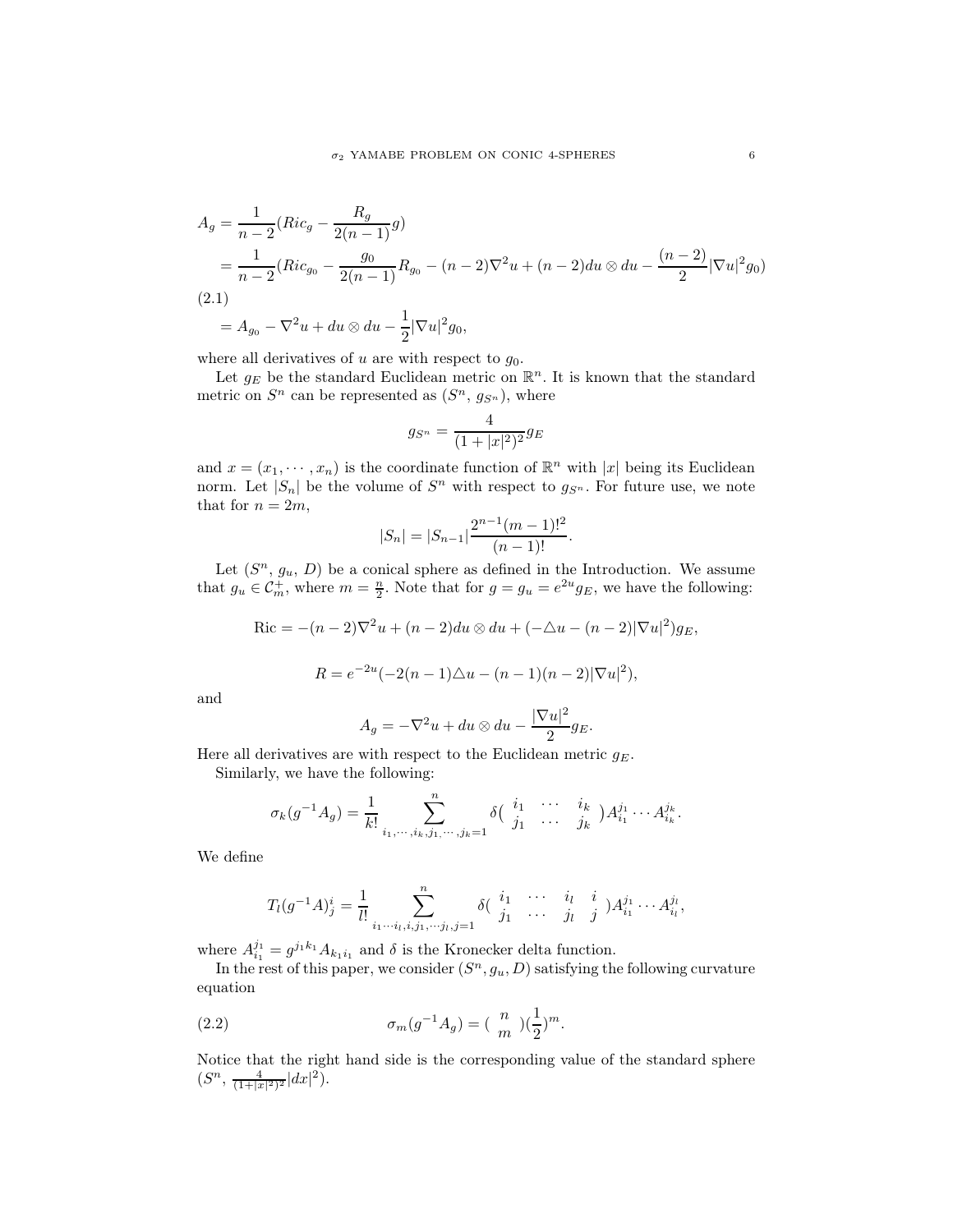$$
\begin{aligned}
A_g &= \frac{1}{n-2}(Ric_g - \frac{R_g}{2(n-1)}g) \\
&= \frac{1}{n-2}(Ric_{g_0} - \frac{g_0}{2(n-1)}R_{g_0} - (n-2)\nabla^2 u + (n-2)du\otimes du - \frac{(n-2)}{2}|\nabla u|^2 g_0) \\
&= A_{g_0} - \nabla^2 u + du\otimes du - \frac{1}{2}|\nabla u|^2 g_0,
\end{aligned} \tag{2.1}
$$

where all derivatives of $u$ are with respect to $g_0$.

Let $g_E$ be the standard Euclidean metric on $\mathbb{R}^n$. It is known that the standard metric on $S^n$ can be represented as $(S^n,\ g_{S^n})$, where

$$
g_{S^n} = \frac{4}{(1+|x|^2)^2}g_E
$$

and $x = (x_1, \cdots, x_n)$ is the coordinate function of $\mathbb{R}^n$ with $|x|$ being its Euclidean norm. Let $|S_n|$ be the volume of $S^n$ with respect to $g_{S^n}$. For future use, we note that for $n = 2m$,

$$
|S_n| = |S_{n-1}|\frac{2^{n-1}(m-1)!^2}{(n-1)!}.
$$

Let $(S^n,\ g_u,\ D)$ be a conical sphere as defined in the Introduction. We assume that $g_u \in \mathcal{C}_m^+$, where $m = \frac{n}{2}$. Note that for $g = g_u = e^{2u}g_E$, we have the following:

$$
\text{Ric} = -(n-2)\nabla^2 u + (n-2)du\otimes du + (-\triangle u - (n-2)|\nabla u|^2)g_E,
$$

$$
R = e^{-2u}(-2(n-1)\triangle u - (n-1)(n-2)|\nabla u|^2),
$$

and

$$
A_g = -\nabla^2 u + du\otimes du - \frac{|\nabla u|^2}{2}g_E.
$$

Here all derivatives are with respect to the Euclidean metric $g_E$.

Similarly, we have the following:

$$
\sigma_k(g^{-1}A_g) = \frac{1}{k!}\sum_{i_1,\cdots,i_k,j_1,\cdots,j_k=1}^{n}\delta\begin{pmatrix} i_1 & \cdots & i_k \\ j_1 & \cdots & j_k \end{pmatrix}A_{i_1}^{j_1}\cdots A_{i_k}^{j_k}.
$$

We define

$$
T_l(g^{-1}A)_j^i = \frac{1}{l!}\sum_{i_1\cdots i_l,i,j_1,\cdots j_l,j=1}^{n}\delta\begin{pmatrix} i_1 & \cdots & i_l & i \\ j_1 & \cdots & j_l & j \end{pmatrix}A_{i_1}^{j_1}\cdots A_{i_l}^{j_l},
$$

where $A_{i_1}^{j_1} = g^{j_1k_1}A_{k_1i_1}$ and $\delta$ is the Kronecker delta function.

In the rest of this paper, we consider $(S^n, g_u, D)$ satisfying the following curvature equation

$$
\sigma_m(g^{-1}A_g) = \begin{pmatrix} n \\ m \end{pmatrix}(\frac{1}{2})^m. \tag{2.2}
$$

Notice that the right hand side is the corresponding value of the standard sphere $(S^n,\ \frac{4}{(1+|x|^2)^2}|dx|^2)$.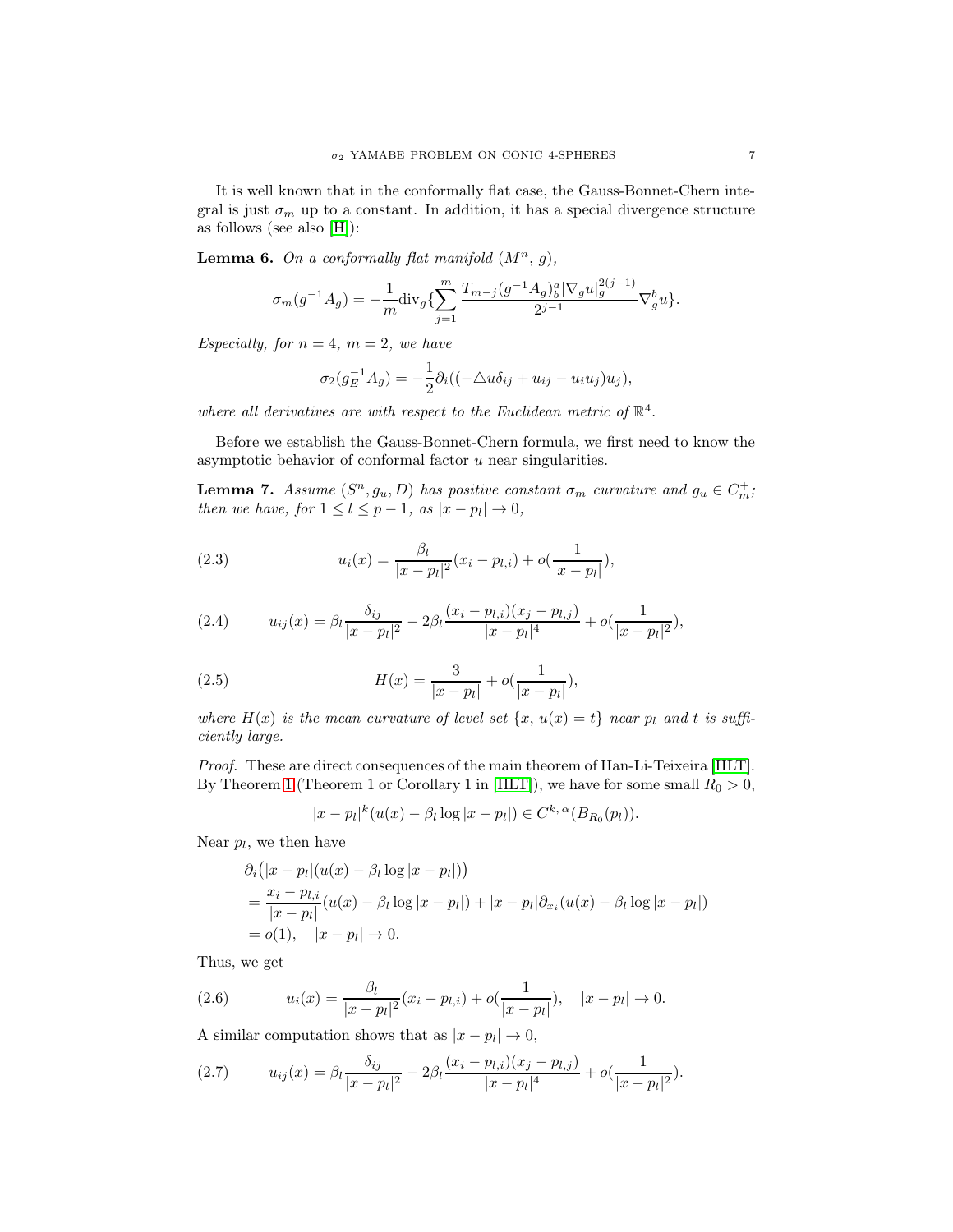It is well known that in the conformally flat case, the Gauss-Bonnet-Chern integral is just $\sigma_m$ up to a constant. In addition, it has a special divergence structure as follows (see also [H]):

**Lemma 6.** *On a conformally flat manifold* $(M^n, g)$,

$$\sigma_m(g^{-1}A_g) = -\frac{1}{m}\mathrm{div}_g\{\sum_{j=1}^{m}\frac{T_{m-j}(g^{-1}A_g)^a_b|\nabla_g u|_g^{2(j-1)}}{2^{j-1}}\nabla^b_g u\}.$$

*Especially, for* $n=4$, $m=2$, *we have*

$$\sigma_2(g_E^{-1}A_g) = -\frac{1}{2}\partial_i((-\triangle u\delta_{ij} + u_{ij} - u_i u_j)u_j),$$

*where all derivatives are with respect to the Euclidean metric of* $\mathbb{R}^4$.

Before we establish the Gauss-Bonnet-Chern formula, we first need to know the asymptotic behavior of conformal factor $u$ near singularities.

**Lemma 7.** *Assume* $(S^n, g_u, D)$ *has positive constant* $\sigma_m$ *curvature and* $g_u \in C^+_m$*; then we have, for* $1 \le l \le p-1$, *as* $|x-p_l| \to 0$,

$$u_i(x) = \frac{\beta_l}{|x-p_l|^2}(x_i - p_{l,i}) + o(\frac{1}{|x-p_l|}), \tag{2.3}$$

$$u_{ij}(x) = \beta_l\frac{\delta_{ij}}{|x-p_l|^2} - 2\beta_l\frac{(x_i-p_{l,i})(x_j-p_{l,j})}{|x-p_l|^4} + o(\frac{1}{|x-p_l|^2}), \tag{2.4}$$

$$H(x) = \frac{3}{|x-p_l|} + o(\frac{1}{|x-p_l|}), \tag{2.5}$$

*where* $H(x)$ *is the mean curvature of level set* $\{x,\ u(x) = t\}$ *near* $p_l$ *and* $t$ *is sufficiently large.*

*Proof.* These are direct consequences of the main theorem of Han-Li-Teixeira [HLT]. By Theorem 1 (Theorem 1 or Corollary 1 in [HLT]), we have for some small $R_0 > 0$,

$$|x-p_l|^k(u(x) - \beta_l \log|x-p_l|) \in C^{k,\alpha}(B_{R_0}(p_l)).$$

Near $p_l$, we then have

$$\begin{aligned}
&\partial_i\big(|x-p_l|(u(x) - \beta_l\log|x-p_l|)\big)\\
&= \frac{x_i - p_{l,i}}{|x-p_l|}(u(x) - \beta_l\log|x-p_l|) + |x-p_l|\partial_{x_i}(u(x) - \beta_l\log|x-p_l|)\\
&= o(1), \quad |x-p_l| \to 0.
\end{aligned}$$

Thus, we get

$$u_i(x) = \frac{\beta_l}{|x-p_l|^2}(x_i - p_{l,i}) + o(\frac{1}{|x-p_l|}), \quad |x-p_l| \to 0. \tag{2.6}$$

A similar computation shows that as $|x-p_l| \to 0$,

$$u_{ij}(x) = \beta_l\frac{\delta_{ij}}{|x-p_l|^2} - 2\beta_l\frac{(x_i-p_{l,i})(x_j-p_{l,j})}{|x-p_l|^4} + o(\frac{1}{|x-p_l|^2}). \tag{2.7}$$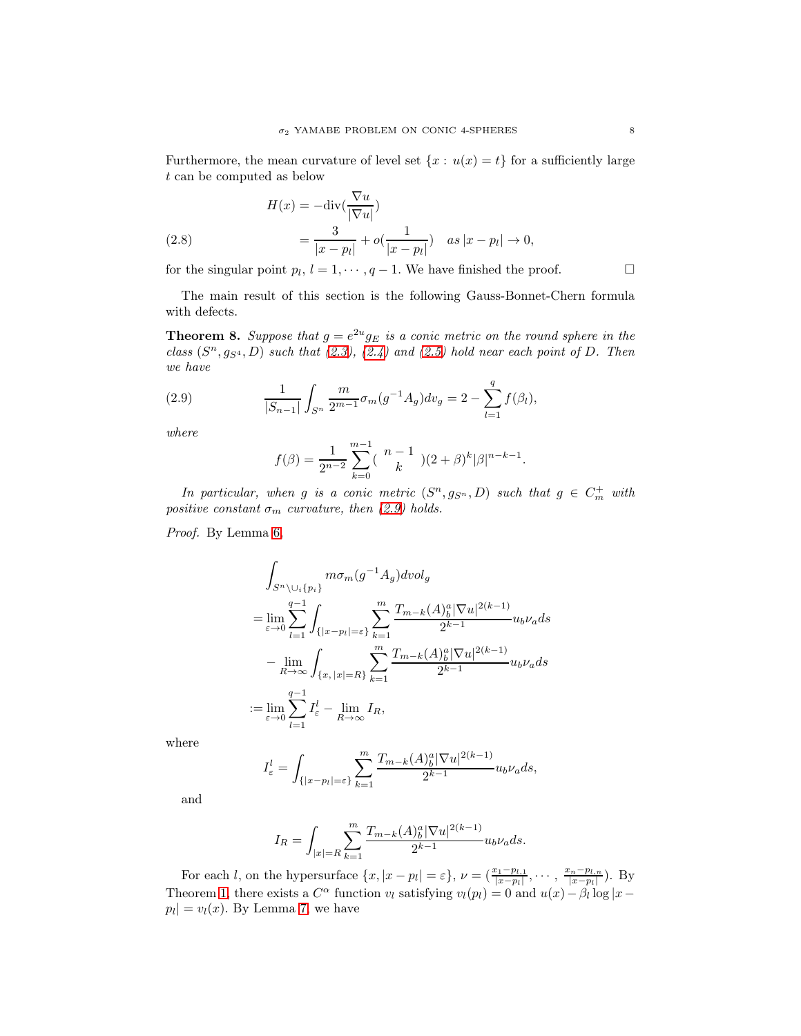Furthermore, the mean curvature of level set $\{x : u(x) = t\}$ for a sufficiently large $t$ can be computed as below

$$
\begin{aligned}
H(x) &= -\mathrm{div}(\frac{\nabla u}{|\nabla u|}) \\
&= \frac{3}{|x-p_l|} + o(\frac{1}{|x-p_l|}) \quad as\, |x-p_l| \to 0,
\end{aligned} \tag{2.8}
$$

for the singular point $p_l$, $l = 1, \cdots, q-1$. We have finished the proof. $\square$

The main result of this section is the following Gauss-Bonnet-Chern formula with defects.

**Theorem 8.** *Suppose that $g = e^{2u} g_E$ is a conic metric on the round sphere in the class $(S^n, g_{S^4}, D)$ such that (2.3), (2.4) and (2.5) hold near each point of $D$. Then we have*

$$
\frac{1}{|S_{n-1}|}\int_{S^n} \frac{m}{2^{m-1}}\sigma_m(g^{-1}A_g)dv_g = 2 - \sum_{l=1}^{q} f(\beta_l), \tag{2.9}
$$

*where*

$$
f(\beta) = \frac{1}{2^{n-2}}\sum_{k=0}^{m-1}\binom{n-1}{k}(2+\beta)^k|\beta|^{n-k-1}.
$$

*In particular, when $g$ is a conic metric $(S^n, g_{S^n}, D)$ such that $g \in C_m^+$ with positive constant $\sigma_m$ curvature, then (2.9) holds.*

*Proof.* By Lemma 6,

$$
\begin{aligned}
&\int_{S^n\setminus \cup_i\{p_i\}} m\sigma_m(g^{-1}A_g)dvol_g \\
=& \lim_{\varepsilon\to 0}\sum_{l=1}^{q-1}\int_{\{|x-p_l|=\varepsilon\}}\sum_{k=1}^{m}\frac{T_{m-k}(A)^a_b|\nabla u|^{2(k-1)}}{2^{k-1}}u_b\nu_a ds \\
&- \lim_{R\to\infty}\int_{\{x,\,|x|=R\}}\sum_{k=1}^{m}\frac{T_{m-k}(A)^a_b|\nabla u|^{2(k-1)}}{2^{k-1}}u_b\nu_a ds \\
:=& \lim_{\varepsilon\to 0}\sum_{l=1}^{q-1} I^l_\varepsilon - \lim_{R\to\infty} I_R,
\end{aligned}
$$

where

$$
I^l_\varepsilon = \int_{\{|x-p_l|=\varepsilon\}}\sum_{k=1}^{m}\frac{T_{m-k}(A)^a_b|\nabla u|^{2(k-1)}}{2^{k-1}}u_b\nu_a ds,
$$

and

$$
I_R = \int_{|x|=R}\sum_{k=1}^{m}\frac{T_{m-k}(A)^a_b|\nabla u|^{2(k-1)}}{2^{k-1}}u_b\nu_a ds.
$$

For each $l$, on the hypersurface $\{x, |x-p_l| = \varepsilon\}$, $\nu = (\frac{x_1-p_{l,1}}{|x-p_l|}, \cdots, \frac{x_n-p_{l,n}}{|x-p_l|})$. By Theorem 1, there exists a $C^\alpha$ function $v_l$ satisfying $v_l(p_l) = 0$ and $u(x) - \beta_l \log|x-p_l| = v_l(x)$. By Lemma 7, we have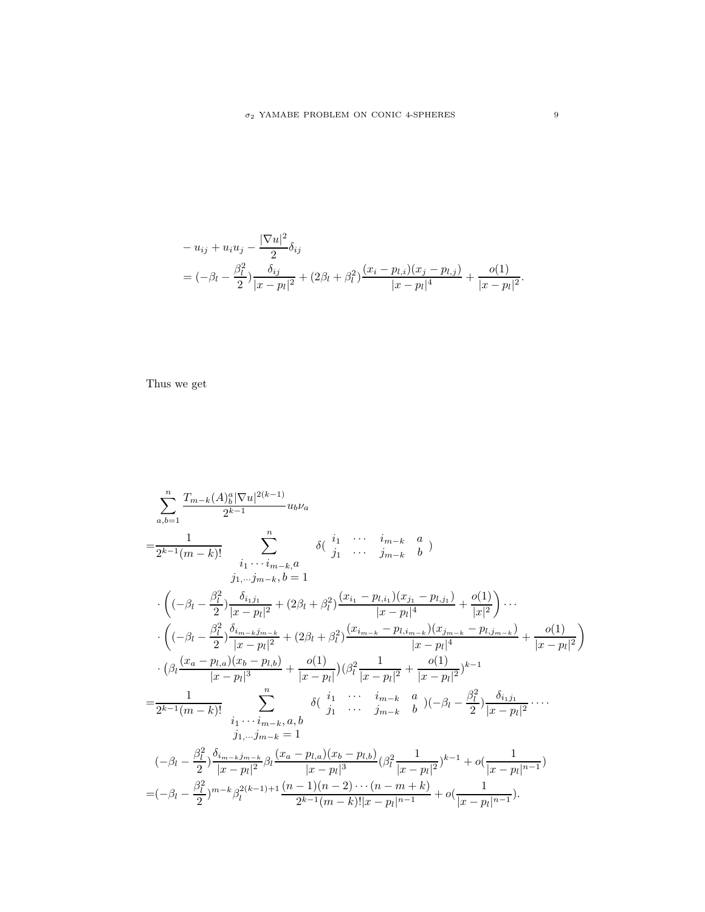$$
\begin{aligned}
&-u_{ij}+u_iu_j-\frac{|\nabla u|^2}{2}\delta_{ij}\\
=&(-\beta_l-\frac{\beta_l^2}{2})\frac{\delta_{ij}}{|x-p_l|^2}+(2\beta_l+\beta_l^2)\frac{(x_i-p_{l,i})(x_j-p_{l,j})}{|x-p_l|^4}+\frac{o(1)}{|x-p_l|^2}.
\end{aligned}
$$

Thus we get

$$
\begin{aligned}
&\sum_{a,b=1}^{n}\frac{T_{m-k}(A)^a_b|\nabla u|^{2(k-1)}}{2^{k-1}}u_b\nu_a\\
=&\frac{1}{2^{k-1}(m-k)!}\sum_{\substack{i_1\cdots i_{m-k},a\\ j_1,\cdots j_{m-k},b=1}}^{n}\delta\begin{pmatrix} i_1 & \cdots & i_{m-k} & a\\ j_1 & \cdots & j_{m-k} & b\end{pmatrix}\\
&\cdot\left((-\beta_l-\frac{\beta_l^2}{2})\frac{\delta_{i_1j_1}}{|x-p_l|^2}+(2\beta_l+\beta_l^2)\frac{(x_{i_1}-p_{l,i_1})(x_{j_1}-p_{l,j_1})}{|x-p_l|^4}+\frac{o(1)}{|x|^2}\right)\cdots\\
&\cdot\left((-\beta_l-\frac{\beta_l^2}{2})\frac{\delta_{i_{m-k}j_{m-k}}}{|x-p_l|^2}+(2\beta_l+\beta_l^2)\frac{(x_{i_{m-k}}-p_{l,i_{m-k}})(x_{j_{m-k}}-p_{l,j_{m-k}})}{|x-p_l|^4}+\frac{o(1)}{|x-p_l|^2}\right)\\
&\cdot\big(\beta_l\frac{(x_a-p_{l,a})(x_b-p_{l,b})}{|x-p_l|^3}+\frac{o(1)}{|x-p_l|}\big)(\beta_l^2\frac{1}{|x-p_l|^2}+\frac{o(1)}{|x-p_l|^2})^{k-1}\\
=&\frac{1}{2^{k-1}(m-k)!}\sum_{\substack{i_1\cdots i_{m-k},a,b\\ j_1,\cdots j_{m-k}=1}}^{n}\delta\begin{pmatrix} i_1 & \cdots & i_{m-k} & a\\ j_1 & \cdots & j_{m-k} & b\end{pmatrix}(-\beta_l-\frac{\beta_l^2}{2})\frac{\delta_{i_1j_1}}{|x-p_l|^2}\cdots\cdot\\
&(-\beta_l-\frac{\beta_l^2}{2})\frac{\delta_{i_{m-k}j_{m-k}}}{|x-p_l|^2}\beta_l\frac{(x_a-p_{l,a})(x_b-p_{l,b})}{|x-p_l|^3}(\beta_l^2\frac{1}{|x-p_l|^2})^{k-1}+o(\frac{1}{|x-p_l|^{n-1}})\\
=&(-\beta_l-\frac{\beta_l^2}{2})^{m-k}\beta_l^{2(k-1)+1}\frac{(n-1)(n-2)\cdots(n-m+k)}{2^{k-1}(m-k)!|x-p_l|^{n-1}}+o(\frac{1}{|x-p_l|^{n-1}}).
\end{aligned}
$$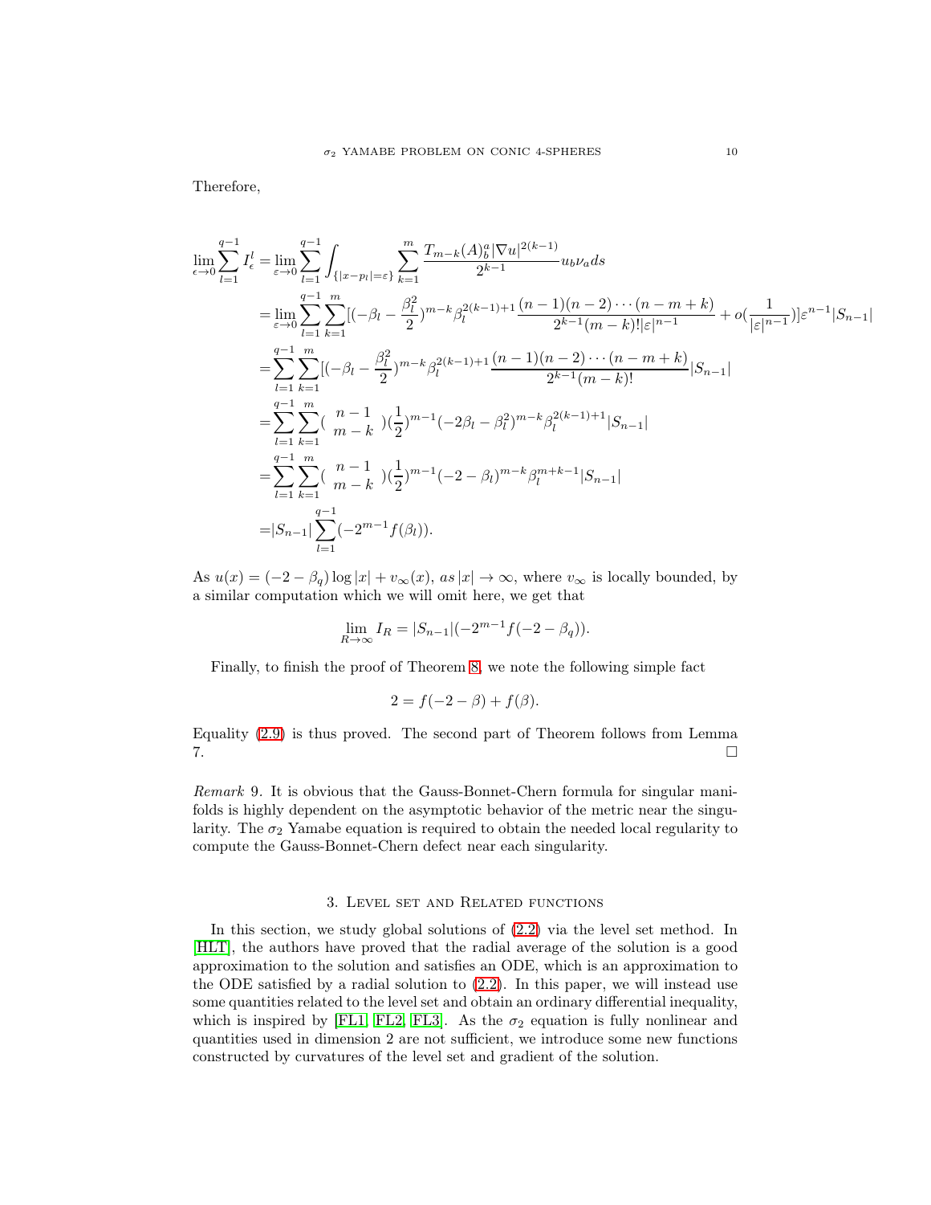Therefore,

$$
\begin{aligned}
\lim_{\epsilon\to 0}\sum_{l=1}^{q-1} I_\epsilon^l =& \lim_{\varepsilon\to 0}\sum_{l=1}^{q-1}\int_{\{|x-p_l|=\varepsilon\}}\sum_{k=1}^{m}\frac{T_{m-k}(A)_b^a|\nabla u|^{2(k-1)}}{2^{k-1}}u_b\nu_a ds\\
=&\lim_{\varepsilon\to 0}\sum_{l=1}^{q-1}\sum_{k=1}^{m}[(-\beta_l-\frac{\beta_l^2}{2})^{m-k}\beta_l^{2(k-1)+1}\frac{(n-1)(n-2)\cdots(n-m+k)}{2^{k-1}(m-k)!|\varepsilon|^{n-1}}+o(\frac{1}{|\varepsilon|^{n-1}})]\varepsilon^{n-1}|S_{n-1}|\\
=&\sum_{l=1}^{q-1}\sum_{k=1}^{m}[(-\beta_l-\frac{\beta_l^2}{2})^{m-k}\beta_l^{2(k-1)+1}\frac{(n-1)(n-2)\cdots(n-m+k)}{2^{k-1}(m-k)!}|S_{n-1}|\\
=&\sum_{l=1}^{q-1}\sum_{k=1}^{m}\binom{n-1}{m-k}(\frac{1}{2})^{m-1}(-2\beta_l-\beta_l^2)^{m-k}\beta_l^{2(k-1)+1}|S_{n-1}|\\
=&\sum_{l=1}^{q-1}\sum_{k=1}^{m}\binom{n-1}{m-k}(\frac{1}{2})^{m-1}(-2-\beta_l)^{m-k}\beta_l^{m+k-1}|S_{n-1}|\\
=&|S_{n-1}|\sum_{l=1}^{q-1}(-2^{m-1}f(\beta_l)).
\end{aligned}
$$

As $u(x)=(-2-\beta_q)\log|x|+v_\infty(x)$, *as* $|x|\to\infty$, where $v_\infty$ is locally bounded, by a similar computation which we will omit here, we get that

$$
\lim_{R\to\infty} I_R = |S_{n-1}|(-2^{m-1}f(-2-\beta_q)).
$$

Finally, to finish the proof of Theorem 8, we note the following simple fact

$$
2 = f(-2-\beta)+f(\beta).
$$

Equality (2.9) is thus proved. The second part of Theorem follows from Lemma 7. □

*Remark* 9. It is obvious that the Gauss-Bonnet-Chern formula for singular manifolds is highly dependent on the asymptotic behavior of the metric near the singularity. The $\sigma_2$ Yamabe equation is required to obtain the needed local regularity to compute the Gauss-Bonnet-Chern defect near each singularity.

## 3. Level set and Related functions

In this section, we study global solutions of (2.2) via the level set method. In [HLT], the authors have proved that the radial average of the solution is a good approximation to the solution and satisfies an ODE, which is an approximation to the ODE satisfied by a radial solution to (2.2). In this paper, we will instead use some quantities related to the level set and obtain an ordinary differential inequality, which is inspired by [FL1, FL2, FL3]. As the $\sigma_2$ equation is fully nonlinear and quantities used in dimension 2 are not sufficient, we introduce some new functions constructed by curvatures of the level set and gradient of the solution.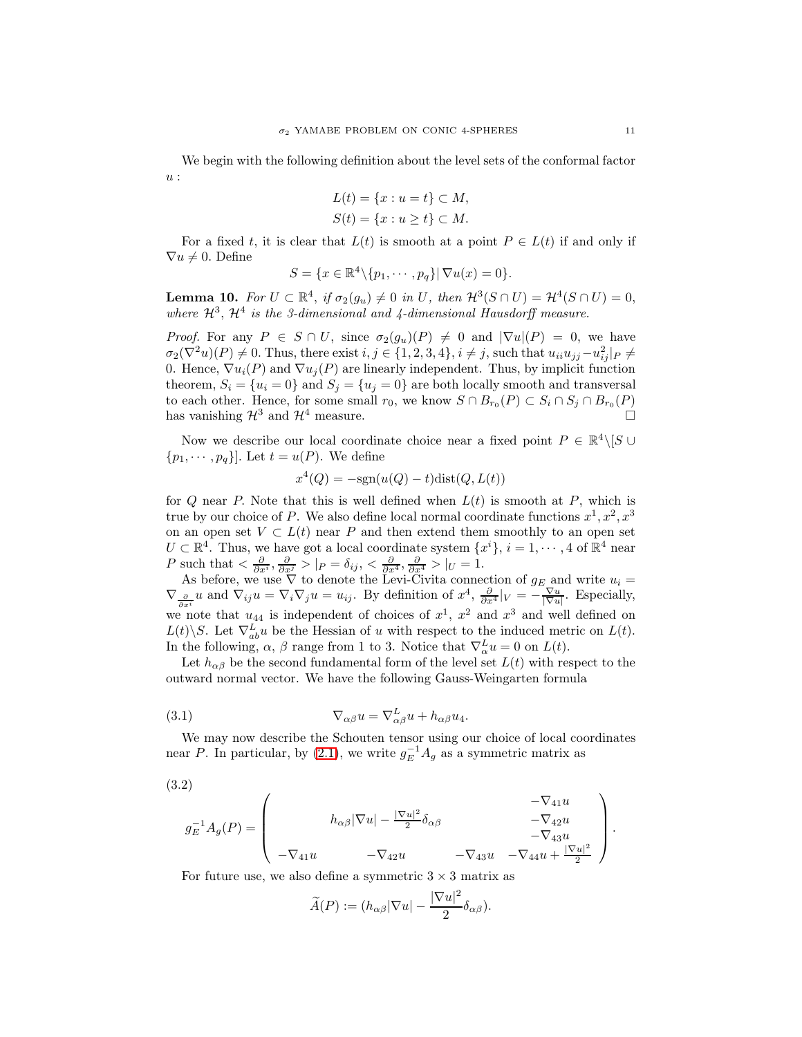We begin with the following definition about the level sets of the conformal factor $u$ :

$$L(t) = \{x : u = t\} \subset M,$$
$$S(t) = \{x : u \geq t\} \subset M.$$

For a fixed $t$, it is clear that $L(t)$ is smooth at a point $P \in L(t)$ if and only if $\nabla u \neq 0$. Define

$$S = \{x \in \mathbb{R}^4 \backslash \{p_1, \cdots, p_q\} | \, \nabla u(x) = 0\}.$$

**Lemma 10.** *For $U \subset \mathbb{R}^4$, if $\sigma_2(g_u) \neq 0$ in $U$, then $\mathcal{H}^3(S \cap U) = \mathcal{H}^4(S \cap U) = 0$, where $\mathcal{H}^3$, $\mathcal{H}^4$ is the 3-dimensional and 4-dimensional Hausdorff measure.*

*Proof.* For any $P \in S \cap U$, since $\sigma_2(g_u)(P) \neq 0$ and $|\nabla u|(P) = 0$, we have $\sigma_2(\nabla^2 u)(P) \neq 0$. Thus, there exist $i, j \in \{1, 2, 3, 4\}$, $i \neq j$, such that $u_{ii}u_{jj} - u_{ij}^2|_P \neq 0$. Hence, $\nabla u_i(P)$ and $\nabla u_j(P)$ are linearly independent. Thus, by implicit function theorem, $S_i = \{u_i = 0\}$ and $S_j = \{u_j = 0\}$ are both locally smooth and transversal to each other. Hence, for some small $r_0$, we know $S \cap B_{r_0}(P) \subset S_i \cap S_j \cap B_{r_0}(P)$ has vanishing $\mathcal{H}^3$ and $\mathcal{H}^4$ measure. $\square$

Now we describe our local coordinate choice near a fixed point $P \in \mathbb{R}^4 \backslash [S \cup \{p_1, \cdots, p_q\}]$. Let $t = u(P)$. We define

$$x^4(Q) = -\text{sgn}(u(Q) - t)\text{dist}(Q, L(t))$$

for $Q$ near $P$. Note that this is well defined when $L(t)$ is smooth at $P$, which is true by our choice of $P$. We also define local normal coordinate functions $x^1, x^2, x^3$ on an open set $V \subset L(t)$ near $P$ and then extend them smoothly to an open set $U \subset \mathbb{R}^4$. Thus, we have got a local coordinate system $\{x^i\}$, $i = 1, \cdots, 4$ of $\mathbb{R}^4$ near $P$ such that $< \frac{\partial}{\partial x^i}, \frac{\partial}{\partial x^j} > |_P = \delta_{ij}$, $< \frac{\partial}{\partial x^4}, \frac{\partial}{\partial x^4} > |_U = 1$.

As before, we use $\nabla$ to denote the Levi-Civita connection of $g_E$ and write $u_i = \nabla_{\frac{\partial}{\partial x^i}} u$ and $\nabla_{ij} u = \nabla_i \nabla_j u = u_{ij}$. By definition of $x^4$, $\frac{\partial}{\partial x^4}|_V = -\frac{\nabla u}{|\nabla u|}$. Especially, we note that $u_{44}$ is independent of choices of $x^1$, $x^2$ and $x^3$ and well defined on $L(t) \backslash S$. Let $\nabla^L_{ab} u$ be the Hessian of $u$ with respect to the induced metric on $L(t)$. In the following, $\alpha$, $\beta$ range from 1 to 3. Notice that $\nabla^L_\alpha u = 0$ on $L(t)$.

Let $h_{\alpha\beta}$ be the second fundamental form of the level set $L(t)$ with respect to the outward normal vector. We have the following Gauss-Weingarten formula

$$\nabla_{\alpha\beta} u = \nabla^L_{\alpha\beta} u + h_{\alpha\beta} u_4. \tag{3.1}$$

We may now describe the Schouten tensor using our choice of local coordinates near $P$. In particular, by (2.1), we write $g_E^{-1} A_g$ as a symmetric matrix as

$$g_E^{-1} A_g(P) = \begin{pmatrix} & h_{\alpha\beta}|\nabla u| - \frac{|\nabla u|^2}{2}\delta_{\alpha\beta} & & \begin{matrix} -\nabla_{41} u \\ -\nabla_{42} u \\ -\nabla_{43} u \end{matrix} \\ -\nabla_{41} u & -\nabla_{42} u & -\nabla_{43} u & -\nabla_{44} u + \frac{|\nabla u|^2}{2} \end{pmatrix}. \tag{3.2}$$

For future use, we also define a symmetric $3 \times 3$ matrix as

$$\widetilde{A}(P) := (h_{\alpha\beta}|\nabla u| - \frac{|\nabla u|^2}{2}\delta_{\alpha\beta}).$$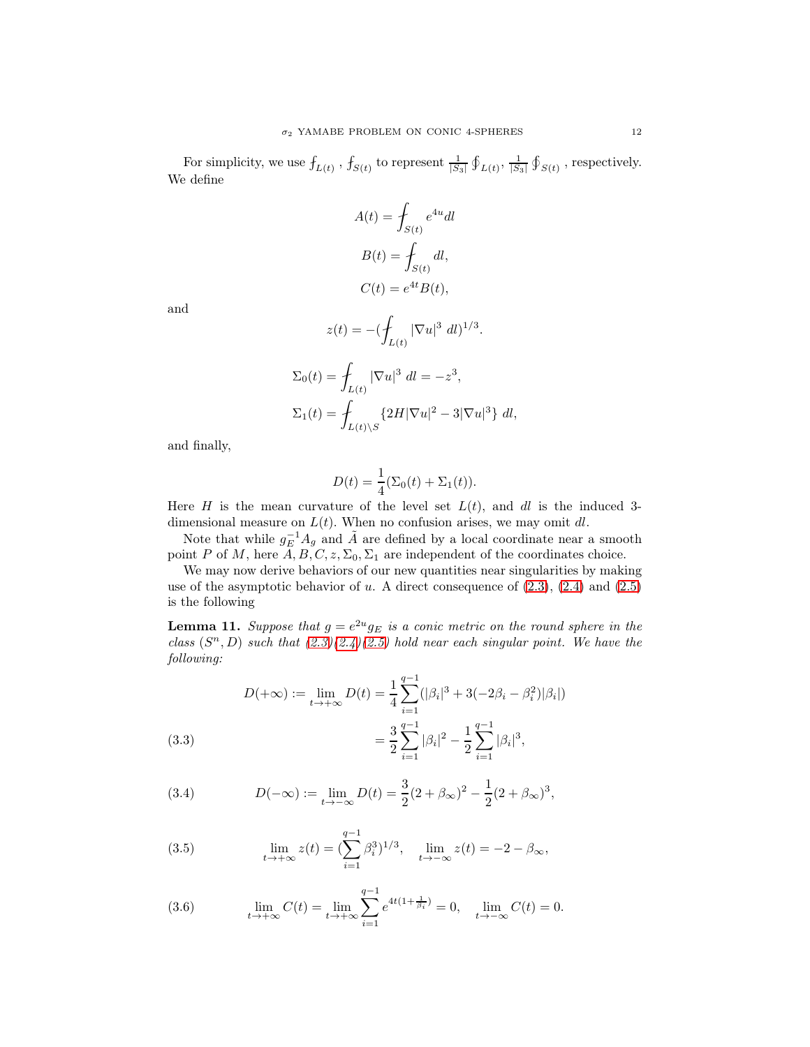For simplicity, we use $⨍_{L(t)}$ , $⨍_{S(t)}$ to represent $\frac{1}{|S_3|}\oint_{L(t)}$, $\frac{1}{|S_3|}\oint_{S(t)}$ , respectively. We define

$$A(t) = ⨍_{S(t)} e^{4u} dl$$

$$B(t) = ⨍_{S(t)} dl,$$

$$C(t) = e^{4t} B(t),$$

and

$$z(t) = -(⨍_{L(t)} |\nabla u|^3 \; dl)^{1/3}.$$

$$\Sigma_0(t) = ⨍_{L(t)} |\nabla u|^3 \; dl = -z^3,$$

$$\Sigma_1(t) = ⨍_{L(t)\setminus S} \{2H|\nabla u|^2 - 3|\nabla u|^3\} \; dl,$$

and finally,

$$D(t) = \frac{1}{4}(\Sigma_0(t) + \Sigma_1(t)).$$

Here $H$ is the mean curvature of the level set $L(t)$, and $dl$ is the induced 3-dimensional measure on $L(t)$. When no confusion arises, we may omit $dl$.

Note that while $g_E^{-1}A_g$ and $\tilde{A}$ are defined by a local coordinate near a smooth point $P$ of $M$, here $A, B, C, z, \Sigma_0, \Sigma_1$ are independent of the coordinates choice.

We may now derive behaviors of our new quantities near singularities by making use of the asymptotic behavior of $u$. A direct consequence of (2.3), (2.4) and (2.5) is the following

**Lemma 11.** *Suppose that $g = e^{2u}g_E$ is a conic metric on the round sphere in the class $(S^n, D)$ such that (2.3)(2.4)(2.5) hold near each singular point. We have the following:*

$$\begin{aligned} D(+\infty) := \lim_{t\to+\infty} D(t) &= \frac{1}{4}\sum_{i=1}^{q-1}(|\beta_i|^3 + 3(-2\beta_i - \beta_i^2)|\beta_i|) \\ &= \frac{3}{2}\sum_{i=1}^{q-1}|\beta_i|^2 - \frac{1}{2}\sum_{i=1}^{q-1}|\beta_i|^3, \end{aligned} \tag{3.3}$$

$$D(-\infty) := \lim_{t\to-\infty} D(t) = \frac{3}{2}(2+\beta_\infty)^2 - \frac{1}{2}(2+\beta_\infty)^3, \tag{3.4}$$

$$\lim_{t\to+\infty} z(t) = (\sum_{i=1}^{q-1}\beta_i^3)^{1/3}, \quad \lim_{t\to-\infty} z(t) = -2 - \beta_\infty, \tag{3.5}$$

$$\lim_{t\to+\infty} C(t) = \lim_{t\to+\infty}\sum_{i=1}^{q-1} e^{4t(1+\frac{1}{\beta_i})} = 0, \quad \lim_{t\to-\infty} C(t) = 0. \tag{3.6}$$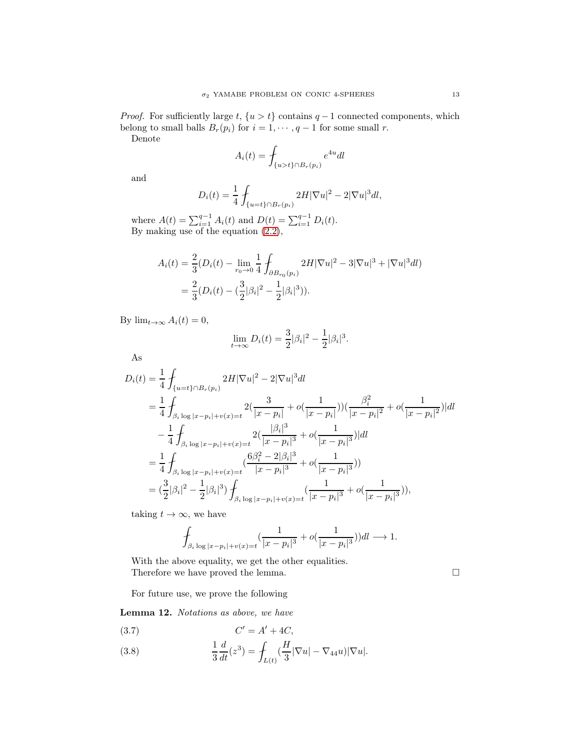*Proof.* For sufficiently large $t$, $\{u > t\}$ contains $q-1$ connected components, which belong to small balls $B_r(p_i)$ for $i = 1, \cdots, q-1$ for some small $r$.

Denote

$$A_i(t) = \fint_{\{u>t\}\cap B_r(p_i)} e^{4u} dl$$

and

$$D_i(t) = \frac{1}{4} \fint_{\{u=t\}\cap B_r(p_i)} 2H|\nabla u|^2 - 2|\nabla u|^3 dl,$$

where $A(t) = \sum_{i=1}^{q-1} A_i(t)$ and $D(t) = \sum_{i=1}^{q-1} D_i(t)$.

By making use of the equation (2.2),

$$\begin{aligned}
A_i(t) &= \frac{2}{3}(D_i(t) - \lim_{r_0 \to 0} \frac{1}{4} \fint_{\partial B_{r_0}(p_i)} 2H|\nabla u|^2 - 3|\nabla u|^3 + |\nabla u|^3 dl) \\
&= \frac{2}{3}(D_i(t) - (\frac{3}{2}|\beta_i|^2 - \frac{1}{2}|\beta_i|^3)).
\end{aligned}$$

By $\lim_{t\to\infty} A_i(t) = 0$,

$$\lim_{t\to\infty} D_i(t) = \frac{3}{2}|\beta_i|^2 - \frac{1}{2}|\beta_i|^3.$$

As

$$\begin{aligned}
D_i(t) &= \frac{1}{4} \fint_{\{u=t\}\cap B_r(p_i)} 2H|\nabla u|^2 - 2|\nabla u|^3 dl \\
&= \frac{1}{4} \fint_{\beta_i \log|x-p_i|+v(x)=t} 2(\frac{3}{|x-p_i|} + o(\frac{1}{|x-p_i|}))(\frac{\beta_i^2}{|x-p_i|^2} + o(\frac{1}{|x-p_i|^2}))|dl \\
&\quad - \frac{1}{4} \fint_{\beta_i \log|x-p_i|+v(x)=t} 2(\frac{|\beta_i|^3}{|x-p_i|^3} + o(\frac{1}{|x-p_i|^3}))|dl \\
&= \frac{1}{4} \fint_{\beta_i \log|x-p_i|+v(x)=t} (\frac{6\beta_i^2 - 2|\beta_i|^3}{|x-p_i|^3} + o(\frac{1}{|x-p_i|^3})) \\
&= (\frac{3}{2}|\beta_i|^2 - \frac{1}{2}|\beta_i|^3) \fint_{\beta_i \log|x-p_i|+v(x)=t} (\frac{1}{|x-p_i|^3} + o(\frac{1}{|x-p_i|^3})),
\end{aligned}$$

taking $t \to \infty$, we have

$$\fint_{\beta_i \log|x-p_i|+v(x)=t} (\frac{1}{|x-p_i|^3} + o(\frac{1}{|x-p_i|^3}))dl \longrightarrow 1.$$

With the above equality, we get the other equalities.

Therefore we have proved the lemma. □

For future use, we prove the following

**Lemma 12.** *Notations as above, we have*

$$C' = A' + 4C, \tag{3.7}$$

$$\frac{1}{3}\frac{d}{dt}(z^3) = \fint_{L(t)} (\frac{H}{3}|\nabla u| - \nabla_{44}u)|\nabla u|. \tag{3.8}$$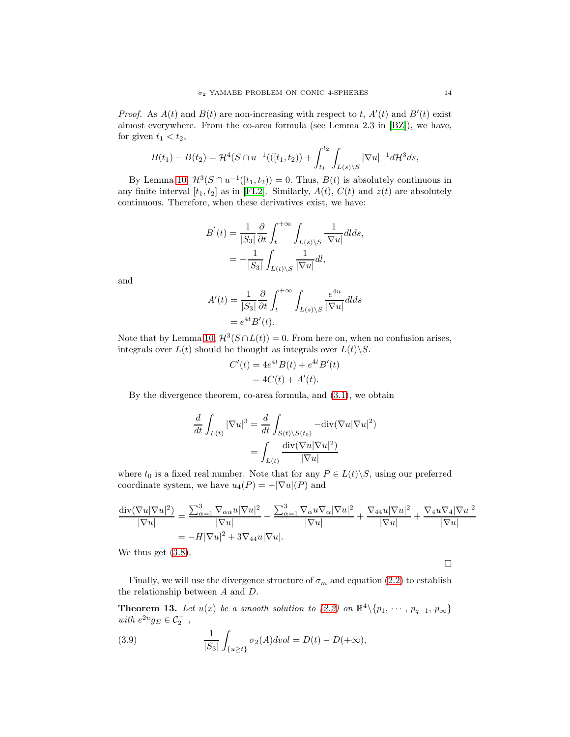*Proof.* As $A(t)$ and $B(t)$ are non-increasing with respect to $t$, $A'(t)$ and $B'(t)$ exist almost everywhere. From the co-area formula (see Lemma 2.3 in [BZ]), we have, for given $t_1 < t_2$,

$$B(t_1) - B(t_2) = \mathcal{H}^4(S \cap u^{-1}(([t_1, t_2)) + \int_{t_1}^{t_2} \int_{L(s)\setminus S} |\nabla u|^{-1} d\mathcal{H}^3 ds,$$

By Lemma 10, $\mathcal{H}^3(S \cap u^{-1}([t_1, t_2)) = 0$. Thus, $B(t)$ is absolutely continuous in any finite interval $[t_1, t_2]$ as in [FL2]. Similarly, $A(t)$, $C(t)$ and $z(t)$ are absolutely continuous. Therefore, when these derivatives exist, we have:

$$\begin{aligned} B^{'}(t) &= \frac{1}{|S_3|} \frac{\partial}{\partial t} \int_t^{+\infty} \int_{L(s)\setminus S} \frac{1}{|\nabla u|} dl ds, \\ &= -\frac{1}{|S_3|} \int_{L(t)\setminus S} \frac{1}{|\nabla u|} dl, \end{aligned}$$

and

$$\begin{aligned} A'(t) &= \frac{1}{|S_3|} \frac{\partial}{\partial t} \int_t^{+\infty} \int_{L(s)\setminus S} \frac{e^{4u}}{|\nabla u|} dl ds \\ &= e^{4t} B'(t). \end{aligned}$$

Note that by Lemma 10, $\mathcal{H}^3(S \cap L(t)) = 0$. From here on, when no confusion arises, integrals over $L(t)$ should be thought as integrals over $L(t)\setminus S$.

$$\begin{aligned} C'(t) &= 4e^{4t} B(t) + e^{4t} B'(t) \\ &= 4C(t) + A'(t). \end{aligned}$$

By the divergence theorem, co-area formula, and (3.1), we obtain

$$\begin{aligned} \frac{d}{dt} \int_{L(t)} |\nabla u|^3 &= \frac{d}{dt} \int_{S(t)\setminus S(t_0)} -\text{div}(\nabla u |\nabla u|^2) \\ &= \int_{L(t)} \frac{\text{div}(\nabla u |\nabla u|^2)}{|\nabla u|} \end{aligned}$$

where $t_0$ is a fixed real number. Note that for any $P \in L(t)\setminus S$, using our preferred coordinate system, we have $u_4(P) = -|\nabla u|(P)$ and

$$\begin{aligned} \frac{\text{div}(\nabla u |\nabla u|^2)}{|\nabla u|} &= \frac{\sum_{\alpha=1}^3 \nabla_{\alpha\alpha} u |\nabla u|^2}{|\nabla u|} - \frac{\sum_{\alpha=1}^3 \nabla_\alpha u \nabla_\alpha |\nabla u|^2}{|\nabla u|} + \frac{\nabla_{44} u |\nabla u|^2}{|\nabla u|} + \frac{\nabla_4 u \nabla_4 |\nabla u|^2}{|\nabla u|} \\ &= -H|\nabla u|^2 + 3\nabla_{44} u |\nabla u|. \end{aligned}$$

We thus get (3.8).

□

Finally, we will use the divergence structure of $\sigma_m$ and equation (2.2) to establish the relationship between $A$ and $D$.

**Theorem 13.** *Let $u(x)$ be a smooth solution to (2.2) on $\mathbb{R}^4 \setminus \{p_1, \cdots, p_{q-1}, p_\infty\}$ with $e^{2u} g_E \in \mathcal{C}_2^+$ ,*

$$\frac{1}{|S_3|} \int_{\{u \geq t\}} \sigma_2(A) dvol = D(t) - D(+\infty), \tag{3.9}$$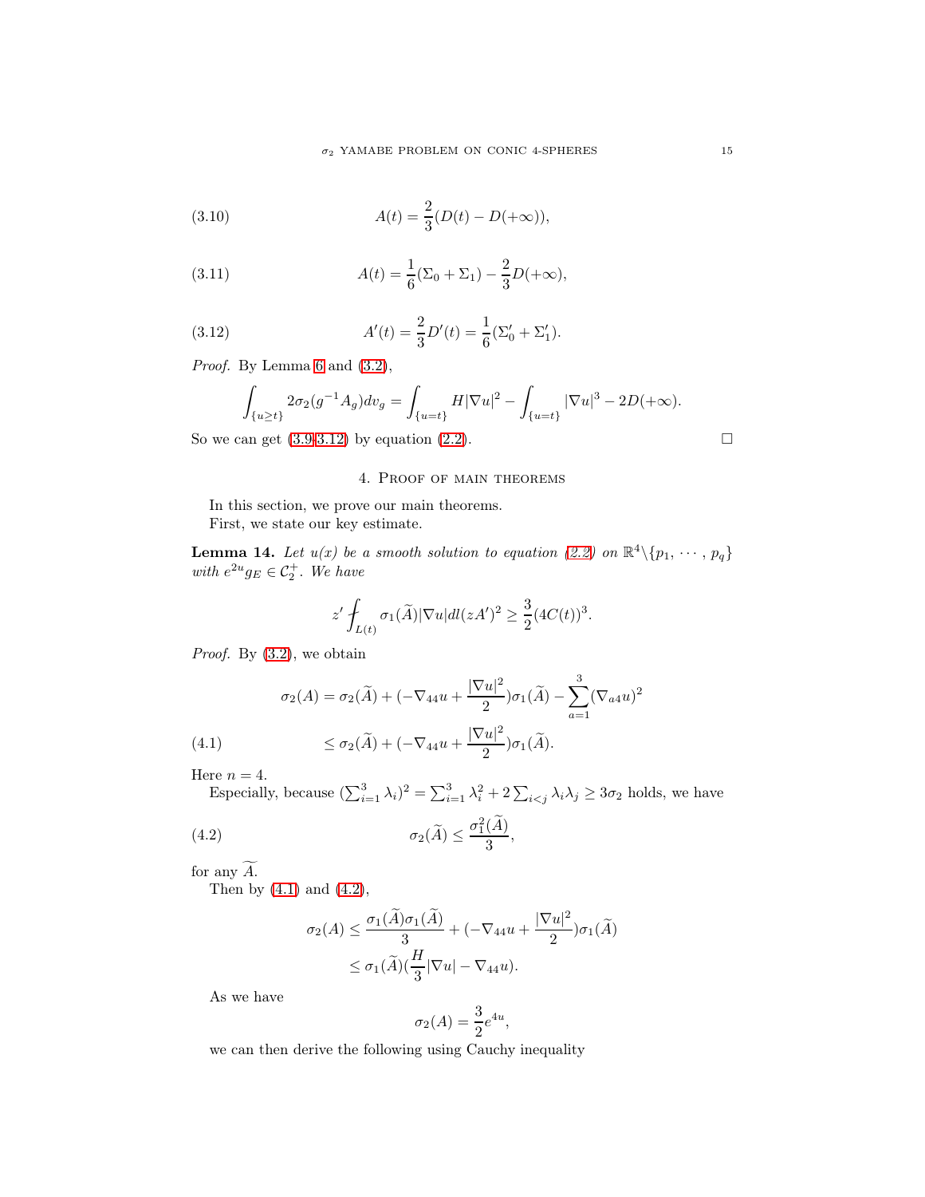$$A(t) = \frac{2}{3}(D(t) - D(+\infty)), \tag{3.10}$$

$$A(t) = \frac{1}{6}(\Sigma_0 + \Sigma_1) - \frac{2}{3}D(+\infty), \tag{3.11}$$

$$A'(t) = \frac{2}{3}D'(t) = \frac{1}{6}(\Sigma_0' + \Sigma_1'). \tag{3.12}$$

*Proof.* By Lemma 6 and (3.2),

$$\int_{\{u \geq t\}} 2\sigma_2(g^{-1}A_g)dv_g = \int_{\{u=t\}} H|\nabla u|^2 - \int_{\{u=t\}} |\nabla u|^3 - 2D(+\infty).$$

So we can get (3.9-3.12) by equation (2.2). $\square$

## 4. Proof of main theorems

In this section, we prove our main theorems.

First, we state our key estimate.

**Lemma 14.** *Let $u(x)$ be a smooth solution to equation (2.2) on $\mathbb{R}^4 \backslash \{p_1, \cdots, p_q\}$ with $e^{2u}g_E \in \mathcal{C}_2^+$. We have*

$$z' \fint_{L(t)} \sigma_1(\widetilde{A})|\nabla u| dl (zA')^2 \geq \frac{3}{2}(4C(t))^3.$$

*Proof.* By (3.2), we obtain

$$\begin{aligned}
\sigma_2(A) &= \sigma_2(\widetilde{A}) + (-\nabla_{44}u + \frac{|\nabla u|^2}{2})\sigma_1(\widetilde{A}) - \sum_{a=1}^{3}(\nabla_{a4}u)^2 \\
&\leq \sigma_2(\widetilde{A}) + (-\nabla_{44}u + \frac{|\nabla u|^2}{2})\sigma_1(\widetilde{A}).
\end{aligned} \tag{4.1}$$

Here $n = 4$.

Especially, because $(\sum_{i=1}^3 \lambda_i)^2 = \sum_{i=1}^3 \lambda_i^2 + 2\sum_{i<j}\lambda_i\lambda_j \geq 3\sigma_2$ holds, we have

$$\sigma_2(\widetilde{A}) \leq \frac{\sigma_1^2(\widetilde{A})}{3}, \tag{4.2}$$

for any $\widetilde{A}$.

Then by (4.1) and (4.2),

$$\begin{aligned}
\sigma_2(A) &\leq \frac{\sigma_1(\widetilde{A})\sigma_1(\widetilde{A})}{3} + (-\nabla_{44}u + \frac{|\nabla u|^2}{2})\sigma_1(\widetilde{A}) \\
&\leq \sigma_1(\widetilde{A})(\frac{H}{3}|\nabla u| - \nabla_{44}u).
\end{aligned}$$

As we have

$$\sigma_2(A) = \frac{3}{2}e^{4u},$$

we can then derive the following using Cauchy inequality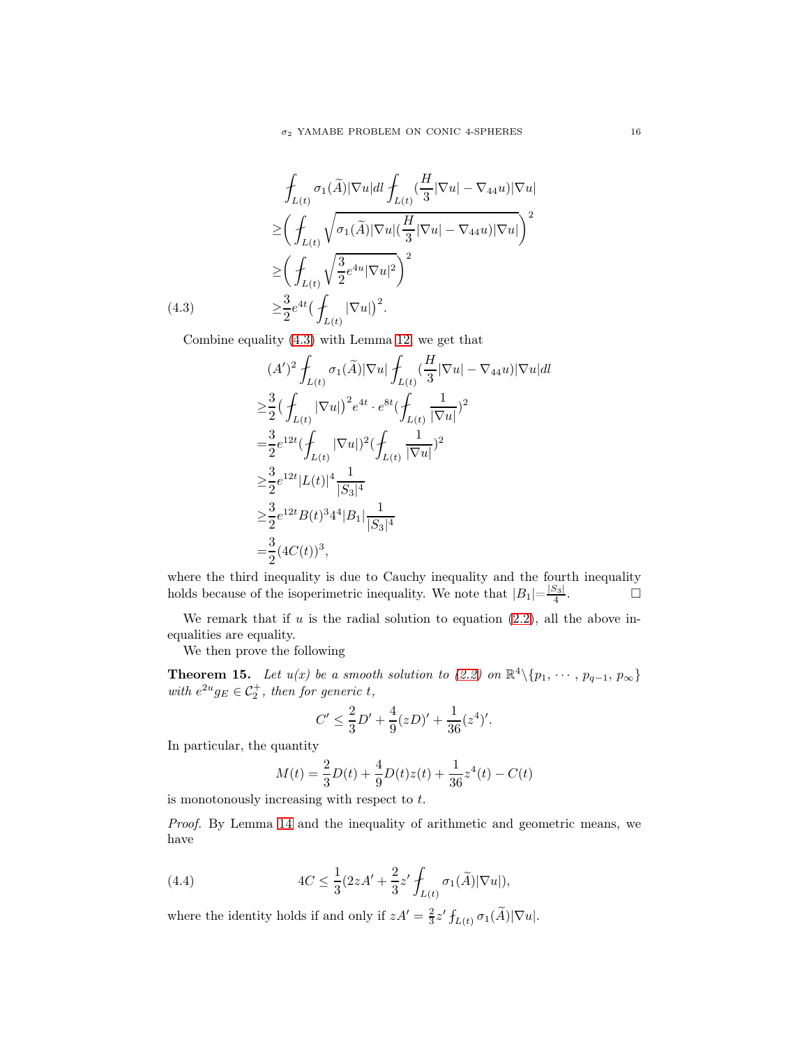$$
\begin{aligned}
&\fint_{L(t)} \sigma_1(\widetilde{A})|\nabla u|dl \fint_{L(t)} (\frac{H}{3}|\nabla u| - \nabla_{44}u)|\nabla u| \\
\geq &\Big( \fint_{L(t)} \sqrt{\sigma_1(\widetilde{A})|\nabla u|(\frac{H}{3}|\nabla u| - \nabla_{44}u)|\nabla u|} \Big)^2 \\
\geq &\Big( \fint_{L(t)} \sqrt{\frac{3}{2}e^{4u}|\nabla u|^2} \Big)^2 \\
\geq &\frac{3}{2}e^{4t}\big( \fint_{L(t)} |\nabla u|\big)^2.
\end{aligned} \tag{4.3}
$$

Combine equality (4.3) with Lemma 12, we get that

$$
\begin{aligned}
&(A')^2 \fint_{L(t)} \sigma_1(\widetilde{A})|\nabla u| \fint_{L(t)} (\frac{H}{3}|\nabla u| - \nabla_{44}u)|\nabla u|dl \\
\geq &\frac{3}{2}\big(\fint_{L(t)} |\nabla u|\big)^2 e^{4t} \cdot e^{8t}(\fint_{L(t)} \frac{1}{|\nabla u|})^2 \\
= &\frac{3}{2}e^{12t}(\fint_{L(t)} |\nabla u|)^2 (\fint_{L(t)} \frac{1}{|\nabla u|})^2 \\
\geq &\frac{3}{2}e^{12t}|L(t)|^4 \frac{1}{|S_3|^4} \\
\geq &\frac{3}{2}e^{12t}B(t)^3 4^4 |B_1| \frac{1}{|S_3|^4} \\
= &\frac{3}{2}(4C(t))^3,
\end{aligned}
$$

where the third inequality is due to Cauchy inequality and the fourth inequality holds because of the isoperimetric inequality. We note that $|B_1| = \frac{|S_3|}{4}$. □

We remark that if $u$ is the radial solution to equation (2.2), all the above inequalities are equality.

We then prove the following

**Theorem 15.** *Let $u(x)$ be a smooth solution to (2.2) on $\mathbb{R}^4 \backslash \{p_1, \cdots, p_{q-1}, p_\infty\}$ with $e^{2u}g_E \in \mathcal{C}_2^+$, then for generic $t$,*

$$
C' \leq \frac{2}{3}D' + \frac{4}{9}(zD)' + \frac{1}{36}(z^4)'.
$$

*In particular, the quantity*

$$
M(t) = \frac{2}{3}D(t) + \frac{4}{9}D(t)z(t) + \frac{1}{36}z^4(t) - C(t)
$$

*is monotonously increasing with respect to $t$.*

*Proof.* By Lemma 14 and the inequality of arithmetic and geometric means, we have

$$
4C \leq \frac{1}{3}(2zA' + \frac{2}{3}z' \fint_{L(t)} \sigma_1(\widetilde{A})|\nabla u|), \tag{4.4}
$$

where the identity holds if and only if $zA' = \frac{2}{3}z' \fint_{L(t)} \sigma_1(\widetilde{A})|\nabla u|$.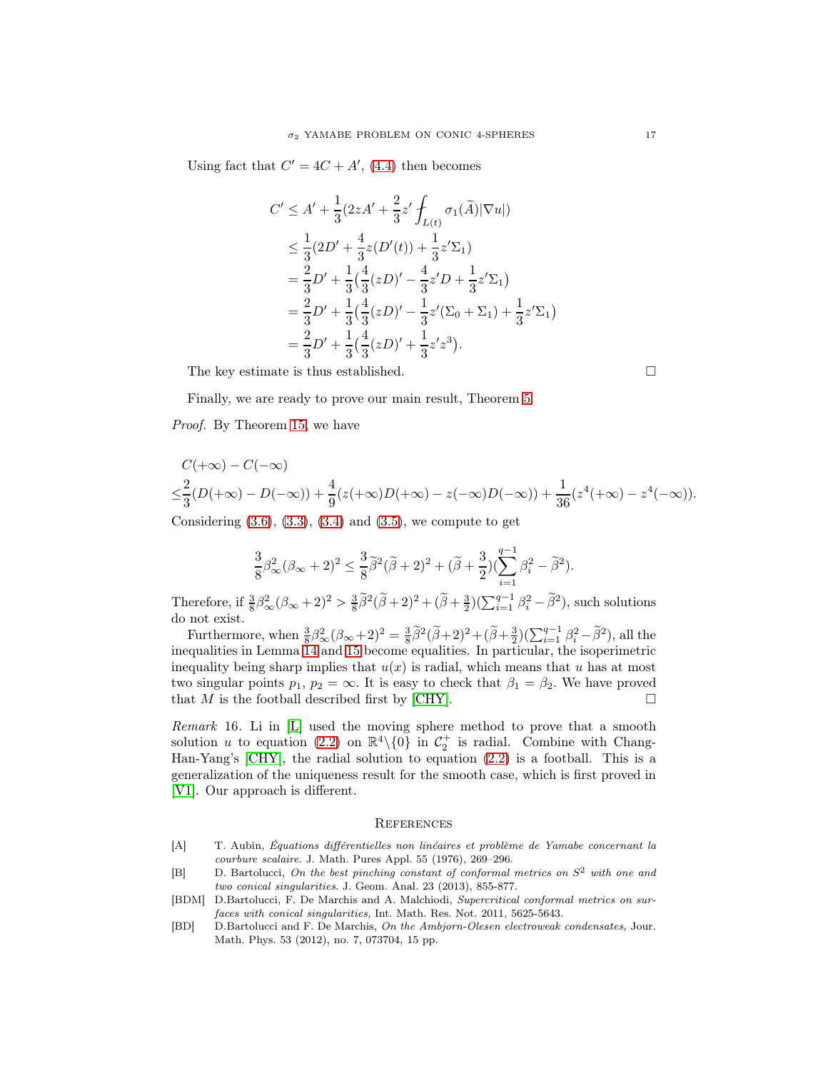Using fact that $C' = 4C + A'$, (4.4) then becomes

$$
\begin{aligned}
C' &\leq A' + \frac{1}{3}(2zA' + \frac{2}{3}z' \fint_{L(t)} \sigma_1(\widetilde{A})|\nabla u|) \\
&\leq \frac{1}{3}(2D' + \frac{4}{3}z(D'(t)) + \frac{1}{3}z'\Sigma_1) \\
&= \frac{2}{3}D' + \frac{1}{3}\big(\frac{4}{3}(zD)' - \frac{4}{3}z'D + \frac{1}{3}z'\Sigma_1\big) \\
&= \frac{2}{3}D' + \frac{1}{3}\big(\frac{4}{3}(zD)' - \frac{1}{3}z'(\Sigma_0 + \Sigma_1) + \frac{1}{3}z'\Sigma_1\big) \\
&= \frac{2}{3}D' + \frac{1}{3}\big(\frac{4}{3}(zD)' + \frac{1}{3}z'z^3\big).
\end{aligned}
$$

The key estimate is thus established. $\square$

Finally, we are ready to prove our main result, Theorem 5.

*Proof.* By Theorem 15, we have

$$
\begin{aligned}
&C(+\infty) - C(-\infty) \\
\leq &\frac{2}{3}(D(+\infty) - D(-\infty)) + \frac{4}{9}(z(+\infty)D(+\infty) - z(-\infty)D(-\infty)) + \frac{1}{36}(z^4(+\infty) - z^4(-\infty)).
\end{aligned}
$$

Considering (3.6), (3.3), (3.4) and (3.5), we compute to get

$$
\frac{3}{8}\beta_\infty^2(\beta_\infty + 2)^2 \leq \frac{3}{8}\widetilde{\beta}^2(\widetilde{\beta} + 2)^2 + (\widetilde{\beta} + \frac{3}{2})(\sum_{i=1}^{q-1}\beta_i^2 - \widetilde{\beta}^2).
$$

Therefore, if $\frac{3}{8}\beta_\infty^2(\beta_\infty + 2)^2 > \frac{3}{8}\widetilde{\beta}^2(\widetilde{\beta}+2)^2 + (\widetilde{\beta}+\frac{3}{2})(\sum_{i=1}^{q-1}\beta_i^2 - \widetilde{\beta}^2)$, such solutions do not exist.

Furthermore, when $\frac{3}{8}\beta_\infty^2(\beta_\infty+2)^2 = \frac{3}{8}\widetilde{\beta}^2(\widetilde{\beta}+2)^2 + (\widetilde{\beta}+\frac{3}{2})(\sum_{i=1}^{q-1}\beta_i^2 - \widetilde{\beta}^2)$, all the inequalities in Lemma 14 and 15 become equalities. In particular, the isoperimetric inequality being sharp implies that $u(x)$ is radial, which means that $u$ has at most two singular points $p_1$, $p_2 = \infty$. It is easy to check that $\beta_1 = \beta_2$. We have proved that $M$ is the football described first by [CHY]. $\square$

*Remark* 16. Li in [L] used the moving sphere method to prove that a smooth solution $u$ to equation (2.2) on $\mathbb{R}^4\backslash\{0\}$ in $\mathcal{C}_2^+$ is radial. Combine with Chang-Han-Yang's [CHY], the radial solution to equation (2.2) is a football. This is a generalization of the uniqueness result for the smooth case, which is first proved in [V1]. Our approach is different.

## References

- [A] T. Aubin, *Équations différentielles non linéaires et problème de Yamabe concernant la courbure scalaire.* J. Math. Pures Appl. 55 (1976), 269–296.
- [B] D. Bartolucci, *On the best pinching constant of conformal metrics on $S^2$ with one and two conical singularities.* J. Geom. Anal. 23 (2013), 855-877.
- [BDM] D.Bartolucci, F. De Marchis and A. Malchiodi, *Supercritical conformal metrics on surfaces with conical singularities,* Int. Math. Res. Not. 2011, 5625-5643.
- [BD] D.Bartolucci and F. De Marchis, *On the Ambjorn-Olesen electroweak condensates,* Jour. Math. Phys. 53 (2012), no. 7, 073704, 15 pp.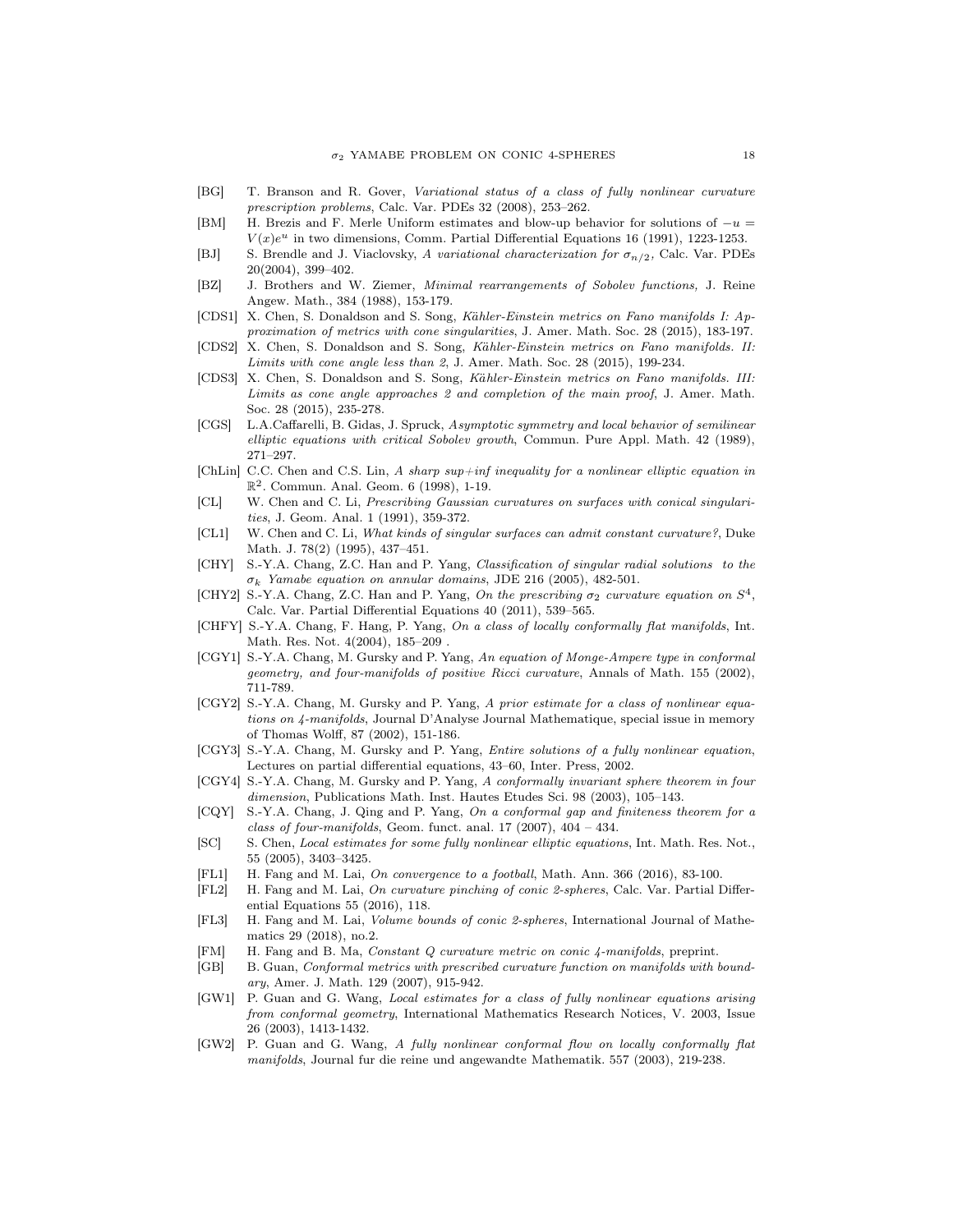- [BG] T. Branson and R. Gover, *Variational status of a class of fully nonlinear curvature prescription problems*, Calc. Var. PDEs 32 (2008), 253–262.
- [BM] H. Brezis and F. Merle Uniform estimates and blow-up behavior for solutions of $-u = V(x)e^u$ in two dimensions, Comm. Partial Differential Equations 16 (1991), 1223-1253.
- [BJ] S. Brendle and J. Viaclovsky, *A variational characterization for $\sigma_{n/2}$*, Calc. Var. PDEs 20(2004), 399–402.
- [BZ] J. Brothers and W. Ziemer, *Minimal rearrangements of Sobolev functions,* J. Reine Angew. Math., 384 (1988), 153-179.
- [CDS1] X. Chen, S. Donaldson and S. Song, *Kähler-Einstein metrics on Fano manifolds I: Approximation of metrics with cone singularities*, J. Amer. Math. Soc. 28 (2015), 183-197.
- [CDS2] X. Chen, S. Donaldson and S. Song, *Kähler-Einstein metrics on Fano manifolds. II: Limits with cone angle less than 2*, J. Amer. Math. Soc. 28 (2015), 199-234.
- [CDS3] X. Chen, S. Donaldson and S. Song, *Kähler-Einstein metrics on Fano manifolds. III: Limits as cone angle approaches 2 and completion of the main proof*, J. Amer. Math. Soc. 28 (2015), 235-278.
- [CGS] L.A.Caffarelli, B. Gidas, J. Spruck, *Asymptotic symmetry and local behavior of semilinear elliptic equations with critical Sobolev growth*, Commun. Pure Appl. Math. 42 (1989), 271–297.
- [ChLin] C.C. Chen and C.S. Lin, *A sharp sup+inf inequality for a nonlinear elliptic equation in* $\mathbb{R}^2$. Commun. Anal. Geom. 6 (1998), 1-19.
- [CL] W. Chen and C. Li, *Prescribing Gaussian curvatures on surfaces with conical singularities*, J. Geom. Anal. 1 (1991), 359-372.
- [CL1] W. Chen and C. Li, *What kinds of singular surfaces can admit constant curvature?*, Duke Math. J. 78(2) (1995), 437–451.
- [CHY] S.-Y.A. Chang, Z.C. Han and P. Yang, *Classification of singular radial solutions to the $\sigma_k$ Yamabe equation on annular domains*, JDE 216 (2005), 482-501.
- [CHY2] S.-Y.A. Chang, Z.C. Han and P. Yang, *On the prescribing $\sigma_2$ curvature equation on $S^4$*, Calc. Var. Partial Differential Equations 40 (2011), 539–565.
- [CHFY] S.-Y.A. Chang, F. Hang, P. Yang, *On a class of locally conformally flat manifolds*, Int. Math. Res. Not. 4(2004), 185–209 .
- [CGY1] S.-Y.A. Chang, M. Gursky and P. Yang, *An equation of Monge-Ampere type in conformal geometry, and four-manifolds of positive Ricci curvature*, Annals of Math. 155 (2002), 711-789.
- [CGY2] S.-Y.A. Chang, M. Gursky and P. Yang, *A prior estimate for a class of nonlinear equations on 4-manifolds*, Journal D'Analyse Journal Mathematique, special issue in memory of Thomas Wolff, 87 (2002), 151-186.
- [CGY3] S.-Y.A. Chang, M. Gursky and P. Yang, *Entire solutions of a fully nonlinear equation*, Lectures on partial differential equations, 43–60, Inter. Press, 2002.
- [CGY4] S.-Y.A. Chang, M. Gursky and P. Yang, *A conformally invariant sphere theorem in four dimension*, Publications Math. Inst. Hautes Etudes Sci. 98 (2003), 105–143.
- [CQY] S.-Y.A. Chang, J. Qing and P. Yang, *On a conformal gap and finiteness theorem for a class of four-manifolds*, Geom. funct. anal. 17 (2007), 404 – 434.
- [SC] S. Chen, *Local estimates for some fully nonlinear elliptic equations*, Int. Math. Res. Not., 55 (2005), 3403–3425.
- [FL1] H. Fang and M. Lai, *On convergence to a football*, Math. Ann. 366 (2016), 83-100.
- [FL2] H. Fang and M. Lai, *On curvature pinching of conic 2-spheres*, Calc. Var. Partial Differential Equations 55 (2016), 118.
- [FL3] H. Fang and M. Lai, *Volume bounds of conic 2-spheres*, International Journal of Mathematics 29 (2018), no.2.
- [FM] H. Fang and B. Ma, *Constant Q curvature metric on conic 4-manifolds*, preprint.
- [GB] B. Guan, *Conformal metrics with prescribed curvature function on manifolds with boundary*, Amer. J. Math. 129 (2007), 915-942.
- [GW1] P. Guan and G. Wang, *Local estimates for a class of fully nonlinear equations arising from conformal geometry*, International Mathematics Research Notices, V. 2003, Issue 26 (2003), 1413-1432.
- [GW2] P. Guan and G. Wang, *A fully nonlinear conformal flow on locally conformally flat manifolds*, Journal fur die reine und angewandte Mathematik. 557 (2003), 219-238.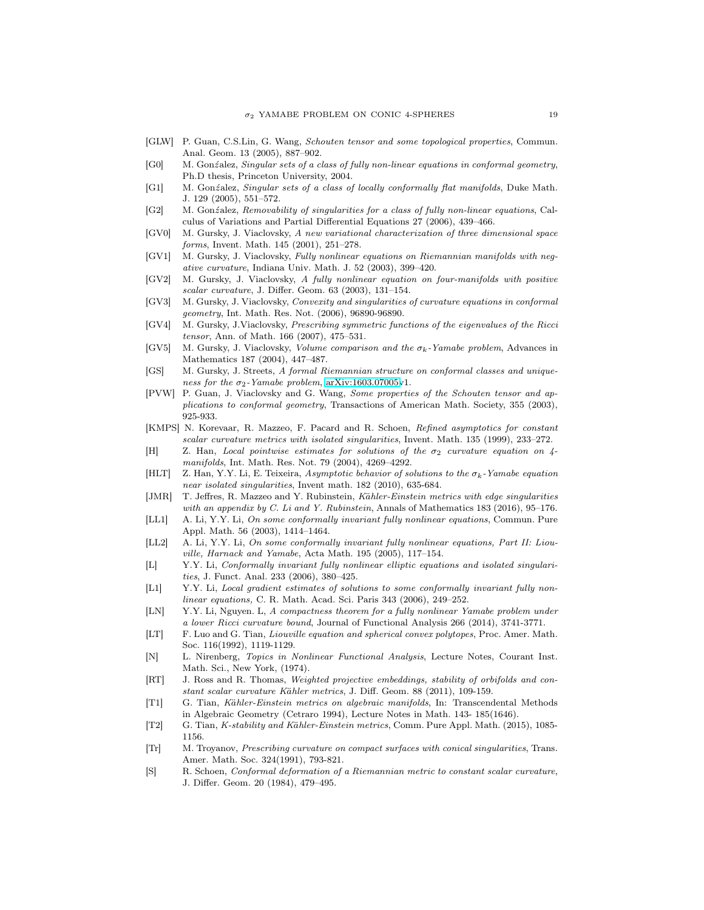- [GLW] P. Guan, C.S.Lin, G. Wang, *Schouten tensor and some topological properties*, Commun. Anal. Geom. 13 (2005), 887–902.
- [G0] M. Gonźalez, *Singular sets of a class of fully non-linear equations in conformal geometry*, Ph.D thesis, Princeton University, 2004.
- [G1] M. Gonźalez, *Singular sets of a class of locally conformally flat manifolds*, Duke Math. J. 129 (2005), 551–572.
- [G2] M. Gonźalez, *Removability of singularities for a class of fully non-linear equations*, Calculus of Variations and Partial Differential Equations 27 (2006), 439–466.
- [GV0] M. Gursky, J. Viaclovsky, *A new variational characterization of three dimensional space forms*, Invent. Math. 145 (2001), 251–278.
- [GV1] M. Gursky, J. Viaclovsky, *Fully nonlinear equations on Riemannian manifolds with negative curvature*, Indiana Univ. Math. J. 52 (2003), 399–420.
- [GV2] M. Gursky, J. Viaclovsky, *A fully nonlinear equation on four-manifolds with positive scalar curvature*, J. Differ. Geom. 63 (2003), 131–154.
- [GV3] M. Gursky, J. Viaclovsky, *Convexity and singularities of curvature equations in conformal geometry*, Int. Math. Res. Not. (2006), 96890-96890.
- [GV4] M. Gursky, J.Viaclovsky, *Prescribing symmetric functions of the eigenvalues of the Ricci tensor*, Ann. of Math. 166 (2007), 475–531.
- [GV5] M. Gursky, J. Viaclovsky, *Volume comparison and the $\sigma_k$-Yamabe problem*, Advances in Mathematics 187 (2004), 447–487.
- [GS] M. Gursky, J. Streets, *A formal Riemannian structure on conformal classes and uniqueness for the $\sigma_2$-Yamabe problem*, arXiv:1603.07005v1.
- [PVW] P. Guan, J. Viaclovsky and G. Wang, *Some properties of the Schouten tensor and applications to conformal geometry*, Transactions of American Math. Society, 355 (2003), 925-933.
- [KMPS] N. Korevaar, R. Mazzeo, F. Pacard and R. Schoen, *Refined asymptotics for constant scalar curvature metrics with isolated singularities*, Invent. Math. 135 (1999), 233–272.
- [H] Z. Han, *Local pointwise estimates for solutions of the $\sigma_2$ curvature equation on 4-manifolds*, Int. Math. Res. Not. 79 (2004), 4269–4292.
- [HLT] Z. Han, Y.Y. Li, E. Teixeira, *Asymptotic behavior of solutions to the $\sigma_k$-Yamabe equation near isolated singularities*, Invent math. 182 (2010), 635-684.
- [JMR] T. Jeffres, R. Mazzeo and Y. Rubinstein, *Kähler-Einstein metrics with edge singularities with an appendix by C. Li and Y. Rubinstein*, Annals of Mathematics 183 (2016), 95–176.
- [LL1] A. Li, Y.Y. Li, *On some conformally invariant fully nonlinear equations*, Commun. Pure Appl. Math. 56 (2003), 1414–1464.
- [LL2] A. Li, Y.Y. Li, *On some conformally invariant fully nonlinear equations, Part II: Liouville, Harnack and Yamabe*, Acta Math. 195 (2005), 117–154.
- [L] Y.Y. Li, *Conformally invariant fully nonlinear elliptic equations and isolated singularities*, J. Funct. Anal. 233 (2006), 380–425.
- [L1] Y.Y. Li, *Local gradient estimates of solutions to some conformally invariant fully nonlinear equations,* C. R. Math. Acad. Sci. Paris 343 (2006), 249–252.
- [LN] Y.Y. Li, Nguyen. L, *A compactness theorem for a fully nonlinear Yamabe problem under a lower Ricci curvature bound*, Journal of Functional Analysis 266 (2014), 3741-3771.
- [LT] F. Luo and G. Tian, *Liouville equation and spherical convex polytopes*, Proc. Amer. Math. Soc. 116(1992), 1119-1129.
- [N] L. Nirenberg, *Topics in Nonlinear Functional Analysis*, Lecture Notes, Courant Inst. Math. Sci., New York, (1974).
- [RT] J. Ross and R. Thomas, *Weighted projective embeddings, stability of orbifolds and constant scalar curvature Kähler metrics*, J. Diff. Geom. 88 (2011), 109-159.
- [T1] G. Tian, *Kähler-Einstein metrics on algebraic manifolds*, In: Transcendental Methods in Algebraic Geometry (Cetraro 1994), Lecture Notes in Math. 143- 185(1646).
- [T2] G. Tian, *K-stability and Kähler-Einstein metrics*, Comm. Pure Appl. Math. (2015), 1085-1156.
- [Tr] M. Troyanov, *Prescribing curvature on compact surfaces with conical singularities*, Trans. Amer. Math. Soc. 324(1991), 793-821.
- [S] R. Schoen, *Conformal deformation of a Riemannian metric to constant scalar curvature*, J. Differ. Geom. 20 (1984), 479–495.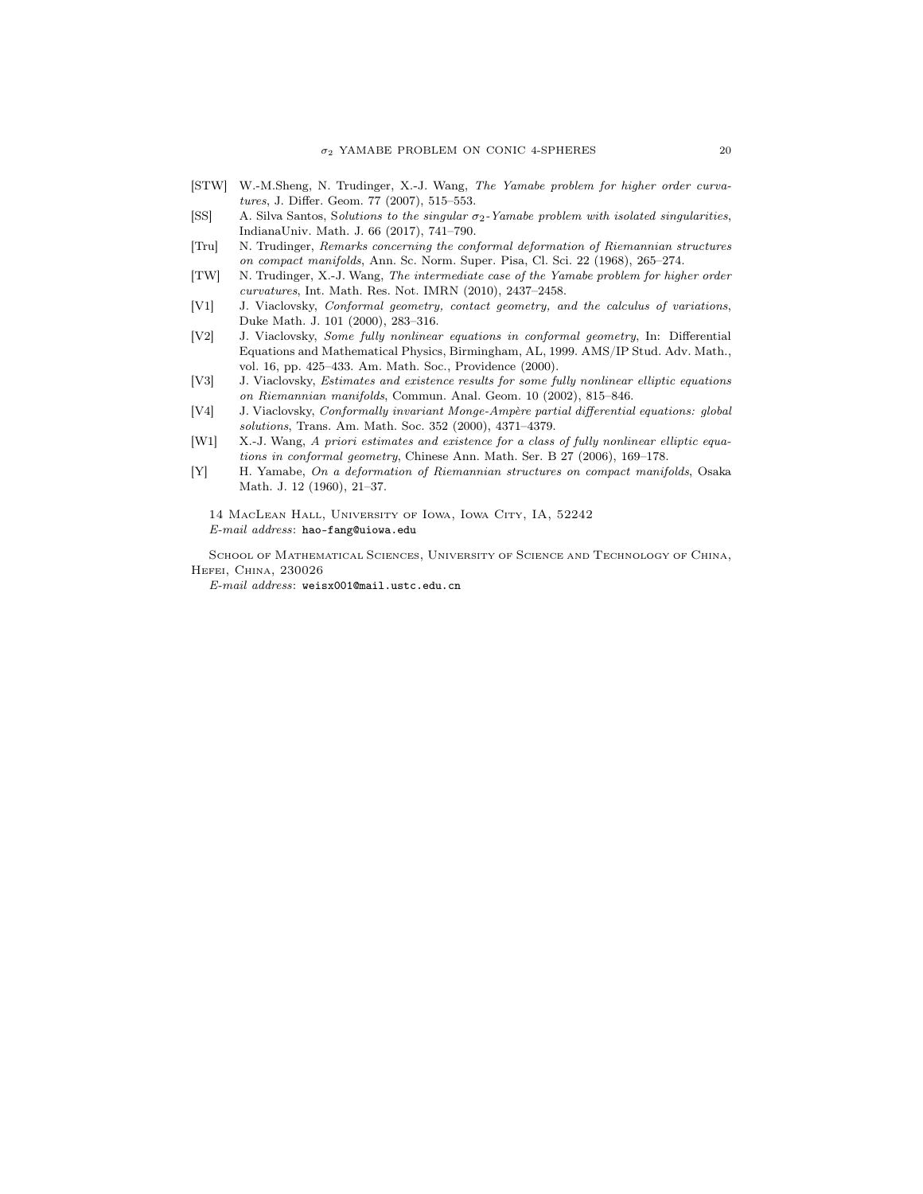- [STW] W.-M.Sheng, N. Trudinger, X.-J. Wang, *The Yamabe problem for higher order curvatures*, J. Differ. Geom. 77 (2007), 515–553.
- [SS] A. Silva Santos, S*olutions to the singular $\sigma_2$-Yamabe problem with isolated singularities*, IndianaUniv. Math. J. 66 (2017), 741–790.
- [Tru] N. Trudinger, *Remarks concerning the conformal deformation of Riemannian structures on compact manifolds*, Ann. Sc. Norm. Super. Pisa, Cl. Sci. 22 (1968), 265–274.
- [TW] N. Trudinger, X.-J. Wang, *The intermediate case of the Yamabe problem for higher order curvatures*, Int. Math. Res. Not. IMRN (2010), 2437–2458.
- [V1] J. Viaclovsky, *Conformal geometry, contact geometry, and the calculus of variations*, Duke Math. J. 101 (2000), 283–316.
- [V2] J. Viaclovsky, *Some fully nonlinear equations in conformal geometry*, In: Differential Equations and Mathematical Physics, Birmingham, AL, 1999. AMS/IP Stud. Adv. Math., vol. 16, pp. 425–433. Am. Math. Soc., Providence (2000).
- [V3] J. Viaclovsky, *Estimates and existence results for some fully nonlinear elliptic equations on Riemannian manifolds*, Commun. Anal. Geom. 10 (2002), 815–846.
- [V4] J. Viaclovsky, *Conformally invariant Monge-Ampère partial differential equations: global solutions*, Trans. Am. Math. Soc. 352 (2000), 4371–4379.
- [W1] X.-J. Wang, *A priori estimates and existence for a class of fully nonlinear elliptic equations in conformal geometry*, Chinese Ann. Math. Ser. B 27 (2006), 169–178.
- [Y] H. Yamabe, *On a deformation of Riemannian structures on compact manifolds*, Osaka Math. J. 12 (1960), 21–37.

14 MacLean Hall, University of Iowa, Iowa City, IA, 52242
*E-mail address*: hao-fang@uiowa.edu

School of Mathematical Sciences, University of Science and Technology of China, Hefei, China, 230026
*E-mail address*: weisx001@mail.ustc.edu.cn